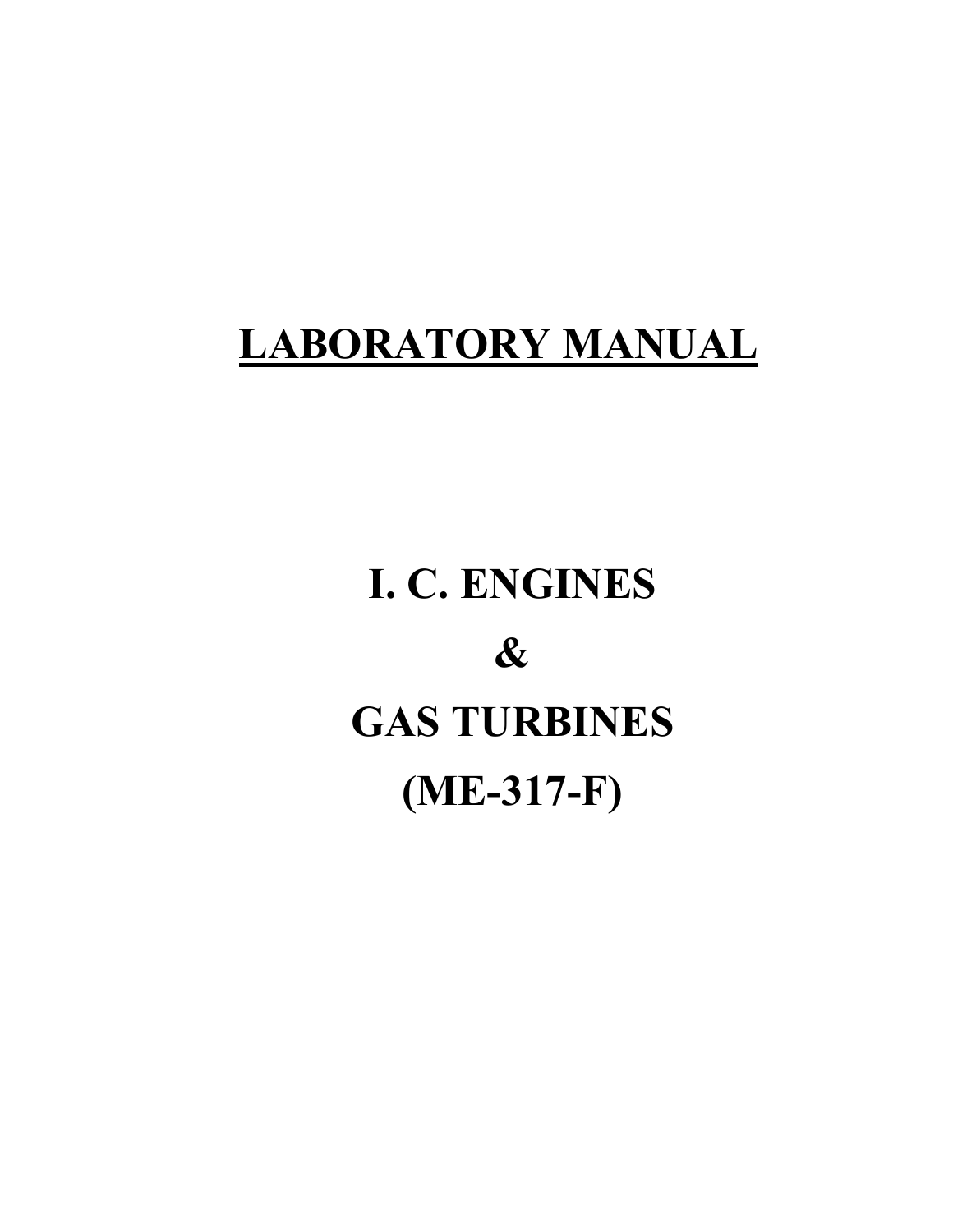# LABORATORY MANUAL

# I. C. ENGINES

# &

# GAS TURBINES

# (ME-317-F)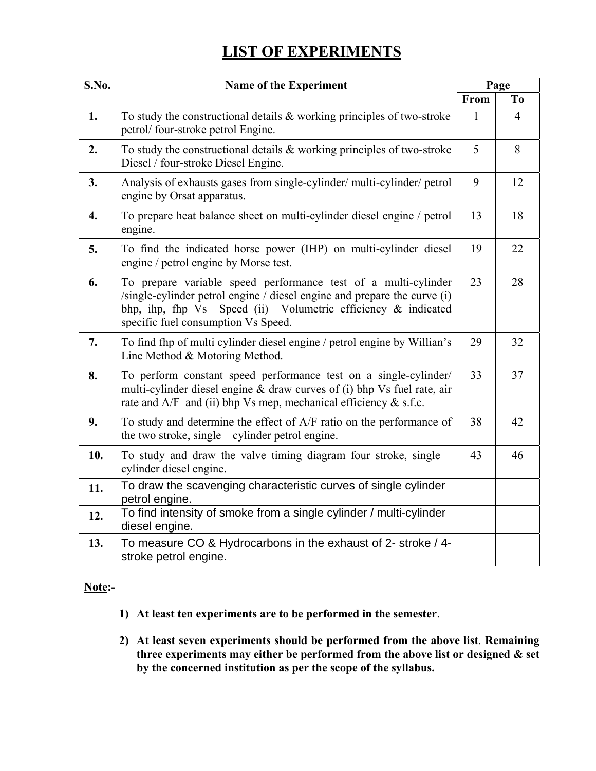# LIST OF EXPERIMENTS

| S.No. | Name of the Experiment | Page | |
|---|---|---|---|
| | | From | To |
| 1. | To study the constructional details & working principles of two-stroke petrol/ four-stroke petrol Engine. | 1 | 4 |
| 2. | To study the constructional details & working principles of two-stroke Diesel / four-stroke Diesel Engine. | 5 | 8 |
| 3. | Analysis of exhausts gases from single-cylinder/ multi-cylinder/ petrol engine by Orsat apparatus. | 9 | 12 |
| 4. | To prepare heat balance sheet on multi-cylinder diesel engine / petrol engine. | 13 | 18 |
| 5. | To find the indicated horse power (IHP) on multi-cylinder diesel engine / petrol engine by Morse test. | 19 | 22 |
| 6. | To prepare variable speed performance test of a multi-cylinder /single-cylinder petrol engine / diesel engine and prepare the curve (i) bhp, ihp, fhp Vs Speed (ii) Volumetric efficiency & indicated specific fuel consumption Vs Speed. | 23 | 28 |
| 7. | To find fhp of multi cylinder diesel engine / petrol engine by Willian's Line Method & Motoring Method. | 29 | 32 |
| 8. | To perform constant speed performance test on a single-cylinder/ multi-cylinder diesel engine & draw curves of (i) bhp Vs fuel rate, air rate and A/F and (ii) bhp Vs mep, mechanical efficiency & s.f.c. | 33 | 37 |
| 9. | To study and determine the effect of A/F ratio on the performance of the two stroke, single – cylinder petrol engine. | 38 | 42 |
| 10. | To study and draw the valve timing diagram four stroke, single – cylinder diesel engine. | 43 | 46 |
| 11. | To draw the scavenging characteristic curves of single cylinder petrol engine. | | |
| 12. | To find intensity of smoke from a single cylinder / multi-cylinder diesel engine. | | |
| 13. | To measure CO & Hydrocarbons in the exhaust of 2- stroke / 4-stroke petrol engine. | | |

**Note:-**

1) **At least ten experiments are to be performed in the semester**.

2) **At least seven experiments should be performed from the above list**. **Remaining three experiments may either be performed from the above list or designed & set by the concerned institution as per the scope of the syllabus.**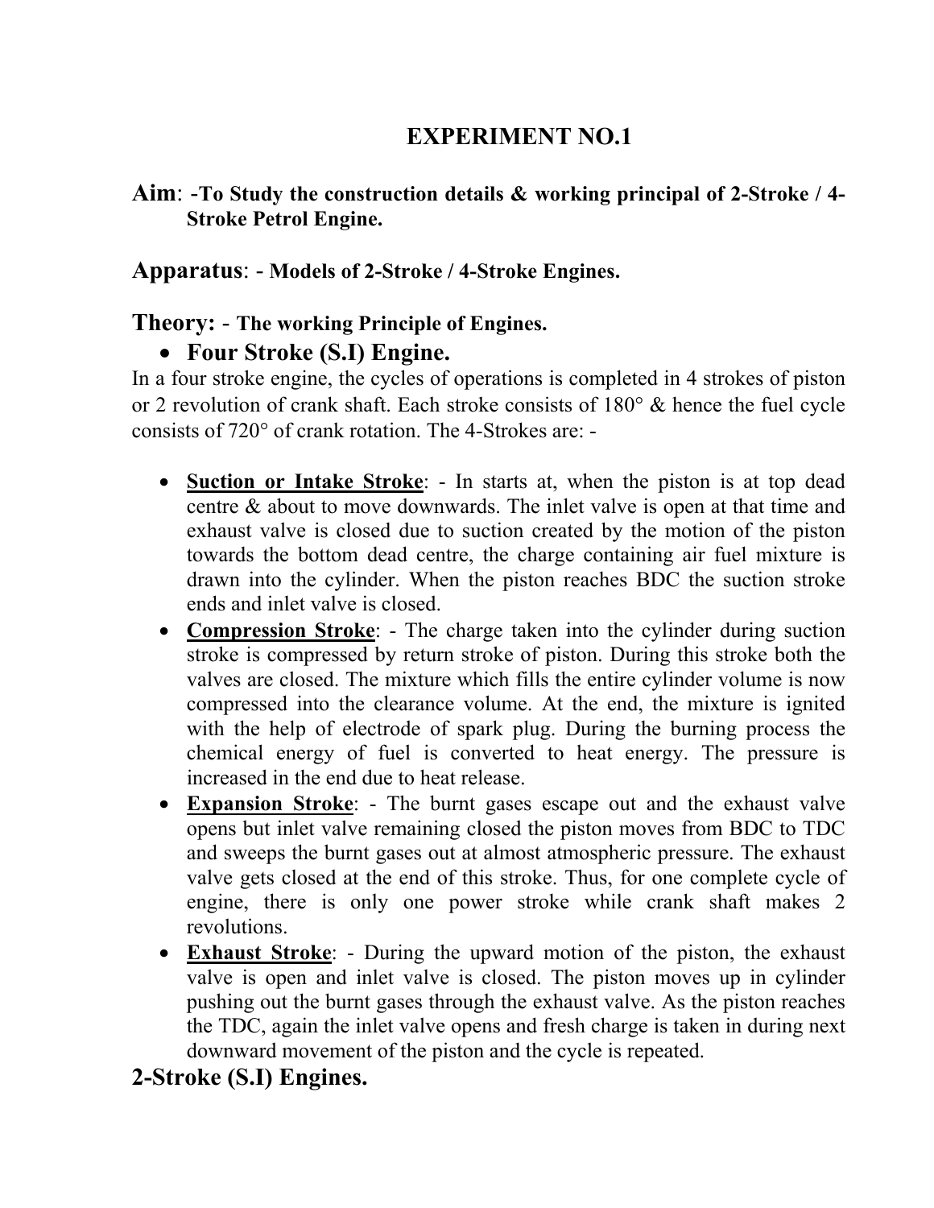# EXPERIMENT NO.1

**Aim**: -**To Study the construction details & working principal of 2-Stroke / 4-Stroke Petrol Engine.**

**Apparatus**: - **Models of 2-Stroke / 4-Stroke Engines.**

**Theory:** - **The working Principle of Engines.**

- **Four Stroke (S.I) Engine.**

In a four stroke engine, the cycles of operations is completed in 4 strokes of piston or 2 revolution of crank shaft. Each stroke consists of 180° & hence the fuel cycle consists of 720° of crank rotation. The 4-Strokes are: -

- **Suction or Intake Stroke**: - In starts at, when the piston is at top dead centre & about to move downwards. The inlet valve is open at that time and exhaust valve is closed due to suction created by the motion of the piston towards the bottom dead centre, the charge containing air fuel mixture is drawn into the cylinder. When the piston reaches BDC the suction stroke ends and inlet valve is closed.
- **Compression Stroke**: - The charge taken into the cylinder during suction stroke is compressed by return stroke of piston. During this stroke both the valves are closed. The mixture which fills the entire cylinder volume is now compressed into the clearance volume. At the end, the mixture is ignited with the help of electrode of spark plug. During the burning process the chemical energy of fuel is converted to heat energy. The pressure is increased in the end due to heat release.
- **Expansion Stroke**: - The burnt gases escape out and the exhaust valve opens but inlet valve remaining closed the piston moves from BDC to TDC and sweeps the burnt gases out at almost atmospheric pressure. The exhaust valve gets closed at the end of this stroke. Thus, for one complete cycle of engine, there is only one power stroke while crank shaft makes 2 revolutions.
- **Exhaust Stroke**: - During the upward motion of the piston, the exhaust valve is open and inlet valve is closed. The piston moves up in cylinder pushing out the burnt gases through the exhaust valve. As the piston reaches the TDC, again the inlet valve opens and fresh charge is taken in during next downward movement of the piston and the cycle is repeated.

## 2-Stroke (S.I) Engines.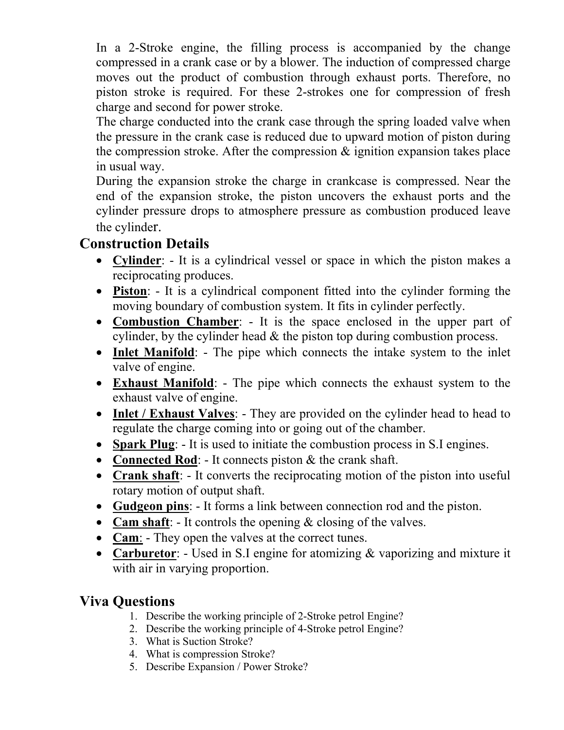In a 2-Stroke engine, the filling process is accompanied by the change compressed in a crank case or by a blower. The induction of compressed charge moves out the product of combustion through exhaust ports. Therefore, no piston stroke is required. For these 2-strokes one for compression of fresh charge and second for power stroke.

The charge conducted into the crank case through the spring loaded valve when the pressure in the crank case is reduced due to upward motion of piston during the compression stroke. After the compression & ignition expansion takes place in usual way.

During the expansion stroke the charge in crankcase is compressed. Near the end of the expansion stroke, the piston uncovers the exhaust ports and the cylinder pressure drops to atmosphere pressure as combustion produced leave the cylinder.

## Construction Details

- **Cylinder**: - It is a cylindrical vessel or space in which the piston makes a reciprocating produces.
- **Piston**: - It is a cylindrical component fitted into the cylinder forming the moving boundary of combustion system. It fits in cylinder perfectly.
- **Combustion Chamber**: - It is the space enclosed in the upper part of cylinder, by the cylinder head & the piston top during combustion process.
- **Inlet Manifold**: - The pipe which connects the intake system to the inlet valve of engine.
- **Exhaust Manifold**: - The pipe which connects the exhaust system to the exhaust valve of engine.
- **Inlet / Exhaust Valves**: - They are provided on the cylinder head to head to regulate the charge coming into or going out of the chamber.
- **Spark Plug**: - It is used to initiate the combustion process in S.I engines.
- **Connected Rod**: - It connects piston & the crank shaft.
- **Crank shaft**: - It converts the reciprocating motion of the piston into useful rotary motion of output shaft.
- **Gudgeon pins**: - It forms a link between connection rod and the piston.
- **Cam shaft**: - It controls the opening & closing of the valves.
- **Cam**: - They open the valves at the correct tunes.
- **Carburetor**: - Used in S.I engine for atomizing & vaporizing and mixture it with air in varying proportion.

## Viva Questions

1. Describe the working principle of 2-Stroke petrol Engine?
2. Describe the working principle of 4-Stroke petrol Engine?
3. What is Suction Stroke?
4. What is compression Stroke?
5. Describe Expansion / Power Stroke?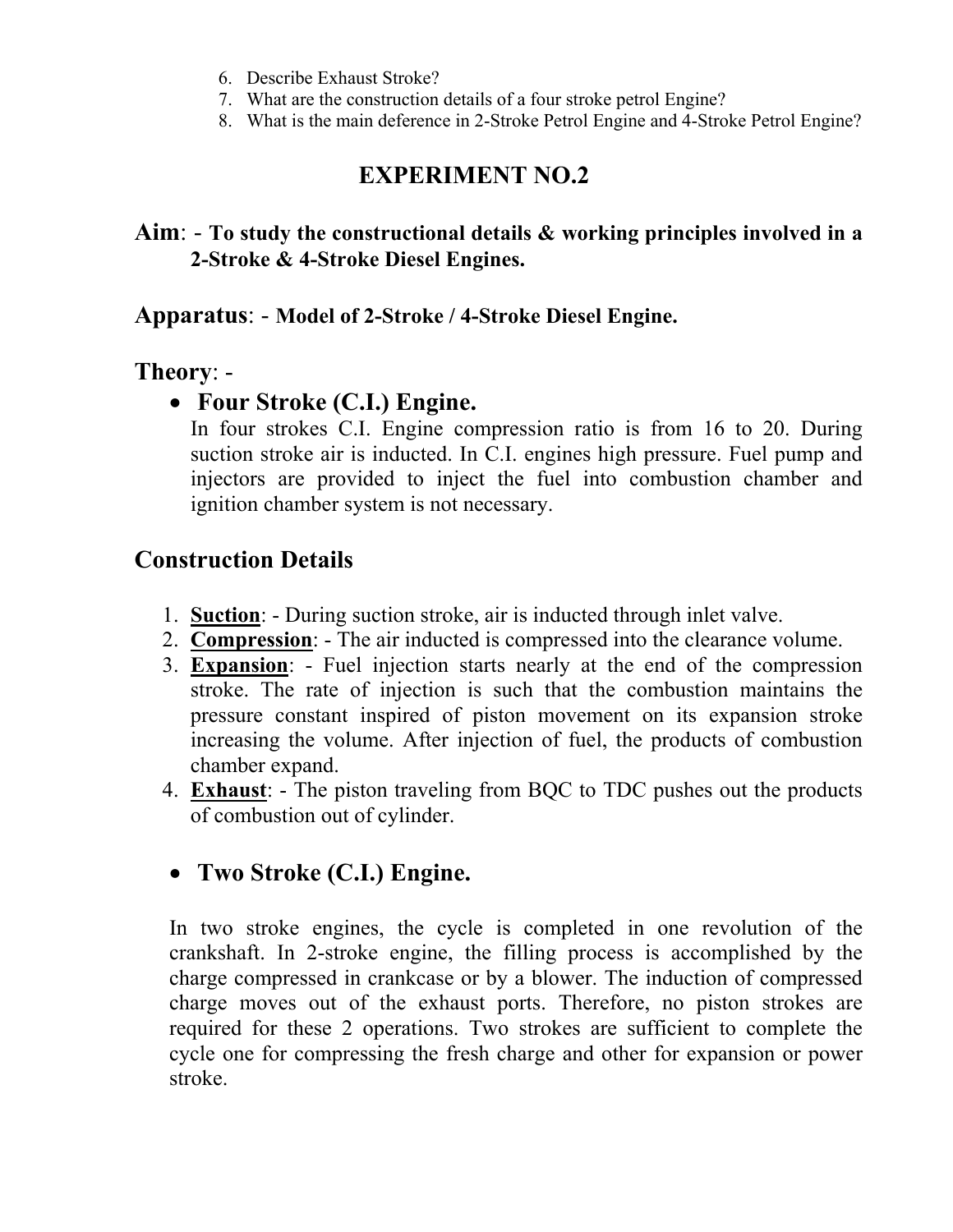6. Describe Exhaust Stroke?
7. What are the construction details of a four stroke petrol Engine?
8. What is the main deference in 2-Stroke Petrol Engine and 4-Stroke Petrol Engine?

# EXPERIMENT NO.2

**Aim**: - **To study the constructional details & working principles involved in a 2-Stroke & 4-Stroke Diesel Engines.**

**Apparatus**: - **Model of 2-Stroke / 4-Stroke Diesel Engine.**

## Theory: -

- **Four Stroke (C.I.) Engine.**

  In four strokes C.I. Engine compression ratio is from 16 to 20. During suction stroke air is inducted. In C.I. engines high pressure. Fuel pump and injectors are provided to inject the fuel into combustion chamber and ignition chamber system is not necessary.

## Construction Details

1. **Suction**: - During suction stroke, air is inducted through inlet valve.
2. **Compression**: - The air inducted is compressed into the clearance volume.
3. **Expansion**: - Fuel injection starts nearly at the end of the compression stroke. The rate of injection is such that the combustion maintains the pressure constant inspired of piston movement on its expansion stroke increasing the volume. After injection of fuel, the products of combustion chamber expand.
4. **Exhaust**: - The piston traveling from BQC to TDC pushes out the products of combustion out of cylinder.

- **Two Stroke (C.I.) Engine.**

In two stroke engines, the cycle is completed in one revolution of the crankshaft. In 2-stroke engine, the filling process is accomplished by the charge compressed in crankcase or by a blower. The induction of compressed charge moves out of the exhaust ports. Therefore, no piston strokes are required for these 2 operations. Two strokes are sufficient to complete the cycle one for compressing the fresh charge and other for expansion or power stroke.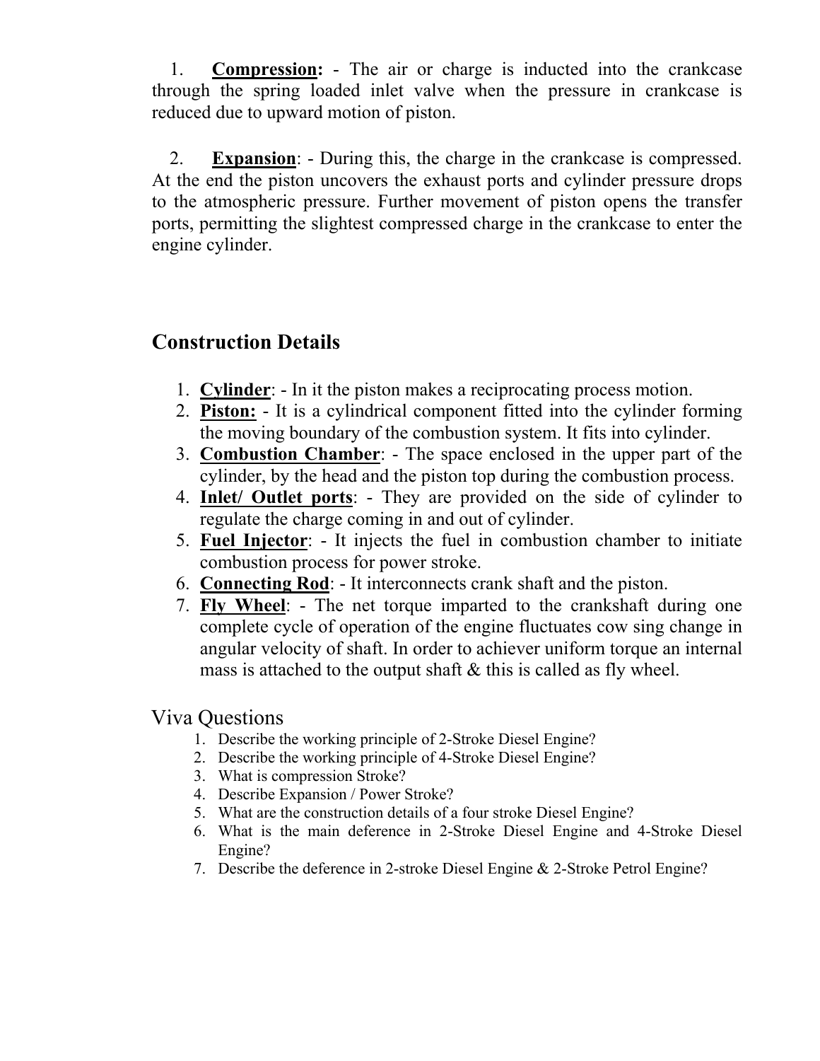1. **Compression:** - The air or charge is inducted into the crankcase through the spring loaded inlet valve when the pressure in crankcase is reduced due to upward motion of piston.

2. **Expansion**: - During this, the charge in the crankcase is compressed. At the end the piston uncovers the exhaust ports and cylinder pressure drops to the atmospheric pressure. Further movement of piston opens the transfer ports, permitting the slightest compressed charge in the crankcase to enter the engine cylinder.

## Construction Details

1. **Cylinder**: - In it the piston makes a reciprocating process motion.
2. **Piston:** - It is a cylindrical component fitted into the cylinder forming the moving boundary of the combustion system. It fits into cylinder.
3. **Combustion Chamber**: - The space enclosed in the upper part of the cylinder, by the head and the piston top during the combustion process.
4. **Inlet/ Outlet ports**: - They are provided on the side of cylinder to regulate the charge coming in and out of cylinder.
5. **Fuel Injector**: - It injects the fuel in combustion chamber to initiate combustion process for power stroke.
6. **Connecting Rod**: - It interconnects crank shaft and the piston.
7. **Fly Wheel**: - The net torque imparted to the crankshaft during one complete cycle of operation of the engine fluctuates cow sing change in angular velocity of shaft. In order to achiever uniform torque an internal mass is attached to the output shaft & this is called as fly wheel.

## Viva Questions

1. Describe the working principle of 2-Stroke Diesel Engine?
2. Describe the working principle of 4-Stroke Diesel Engine?
3. What is compression Stroke?
4. Describe Expansion / Power Stroke?
5. What are the construction details of a four stroke Diesel Engine?
6. What is the main deference in 2-Stroke Diesel Engine and 4-Stroke Diesel Engine?
7. Describe the deference in 2-stroke Diesel Engine & 2-Stroke Petrol Engine?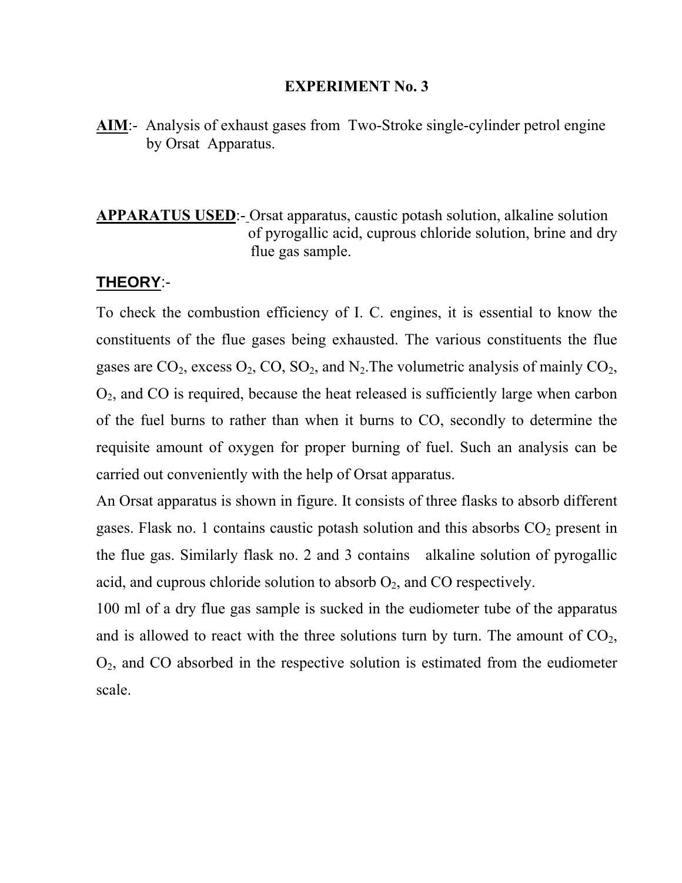# EXPERIMENT No. 3

**AIM**:- Analysis of exhaust gases from Two-Stroke single-cylinder petrol engine by Orsat Apparatus.

**APPARATUS USED**:- Orsat apparatus, caustic potash solution, alkaline solution of pyrogallic acid, cuprous chloride solution, brine and dry flue gas sample.

**THEORY**:-

To check the combustion efficiency of I. C. engines, it is essential to know the constituents of the flue gases being exhausted. The various constituents the flue gases are $CO_2$, excess $O_2$, CO, $SO_2$, and $N_2$.The volumetric analysis of mainly $CO_2$, $O_2$, and CO is required, because the heat released is sufficiently large when carbon of the fuel burns to rather than when it burns to CO, secondly to determine the requisite amount of oxygen for proper burning of fuel. Such an analysis can be carried out conveniently with the help of Orsat apparatus.

An Orsat apparatus is shown in figure. It consists of three flasks to absorb different gases. Flask no. 1 contains caustic potash solution and this absorbs $CO_2$ present in the flue gas. Similarly flask no. 2 and 3 contains alkaline solution of pyrogallic acid, and cuprous chloride solution to absorb $O_2$, and CO respectively.

100 ml of a dry flue gas sample is sucked in the eudiometer tube of the apparatus and is allowed to react with the three solutions turn by turn. The amount of $CO_2$, $O_2$, and CO absorbed in the respective solution is estimated from the eudiometer scale.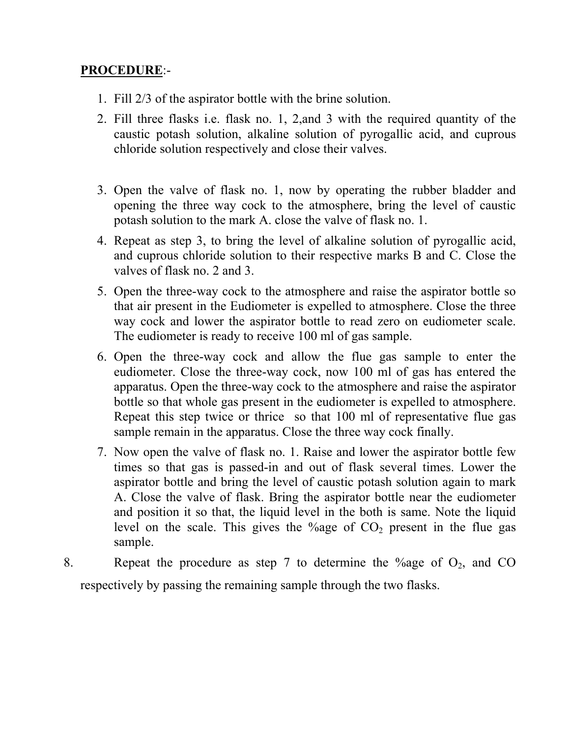**PROCEDURE**:-

1. Fill 2/3 of the aspirator bottle with the brine solution.
2. Fill three flasks i.e. flask no. 1, 2,and 3 with the required quantity of the caustic potash solution, alkaline solution of pyrogallic acid, and cuprous chloride solution respectively and close their valves.
3. Open the valve of flask no. 1, now by operating the rubber bladder and opening the three way cock to the atmosphere, bring the level of caustic potash solution to the mark A. close the valve of flask no. 1.
4. Repeat as step 3, to bring the level of alkaline solution of pyrogallic acid, and cuprous chloride solution to their respective marks B and C. Close the valves of flask no. 2 and 3.
5. Open the three-way cock to the atmosphere and raise the aspirator bottle so that air present in the Eudiometer is expelled to atmosphere. Close the three way cock and lower the aspirator bottle to read zero on eudiometer scale. The eudiometer is ready to receive 100 ml of gas sample.
6. Open the three-way cock and allow the flue gas sample to enter the eudiometer. Close the three-way cock, now 100 ml of gas has entered the apparatus. Open the three-way cock to the atmosphere and raise the aspirator bottle so that whole gas present in the eudiometer is expelled to atmosphere. Repeat this step twice or thrice so that 100 ml of representative flue gas sample remain in the apparatus. Close the three way cock finally.
7. Now open the valve of flask no. 1. Raise and lower the aspirator bottle few times so that gas is passed-in and out of flask several times. Lower the aspirator bottle and bring the level of caustic potash solution again to mark A. Close the valve of flask. Bring the aspirator bottle near the eudiometer and position it so that, the liquid level in the both is same. Note the liquid level on the scale. This gives the %age of $CO_2$ present in the flue gas sample.
8. Repeat the procedure as step 7 to determine the %age of $O_2$, and CO respectively by passing the remaining sample through the two flasks.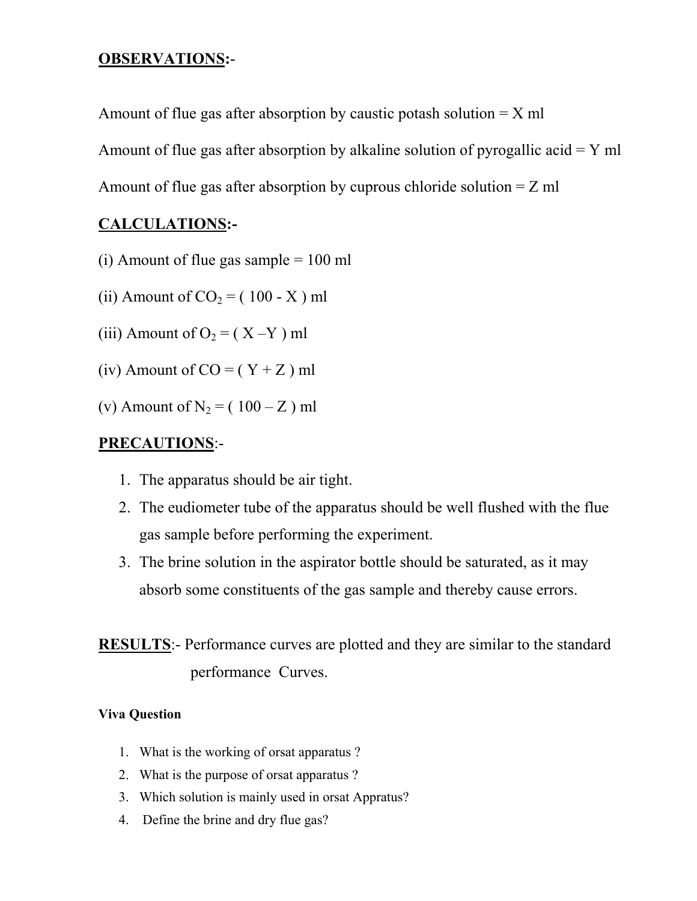**OBSERVATIONS**:-

Amount of flue gas after absorption by caustic potash solution = X ml

Amount of flue gas after absorption by alkaline solution of pyrogallic acid = Y ml

Amount of flue gas after absorption by cuprous chloride solution = Z ml

**CALCULATIONS:-**

(i) Amount of flue gas sample = 100 ml

(ii) Amount of $CO_2$ = ( 100 - X ) ml

(iii) Amount of $O_2$ = ( X –Y ) ml

(iv) Amount of CO = ( Y + Z ) ml

(v) Amount of $N_2$ = ( 100 – Z ) ml

**PRECAUTIONS**:-

1. The apparatus should be air tight.
2. The eudiometer tube of the apparatus should be well flushed with the flue gas sample before performing the experiment.
3. The brine solution in the aspirator bottle should be saturated, as it may absorb some constituents of the gas sample and thereby cause errors.

**RESULTS**:- Performance curves are plotted and they are similar to the standard performance Curves.

**Viva Question**

1. What is the working of orsat apparatus ?
2. What is the purpose of orsat apparatus ?
3. Which solution is mainly used in orsat Appratus?
4. Define the brine and dry flue gas?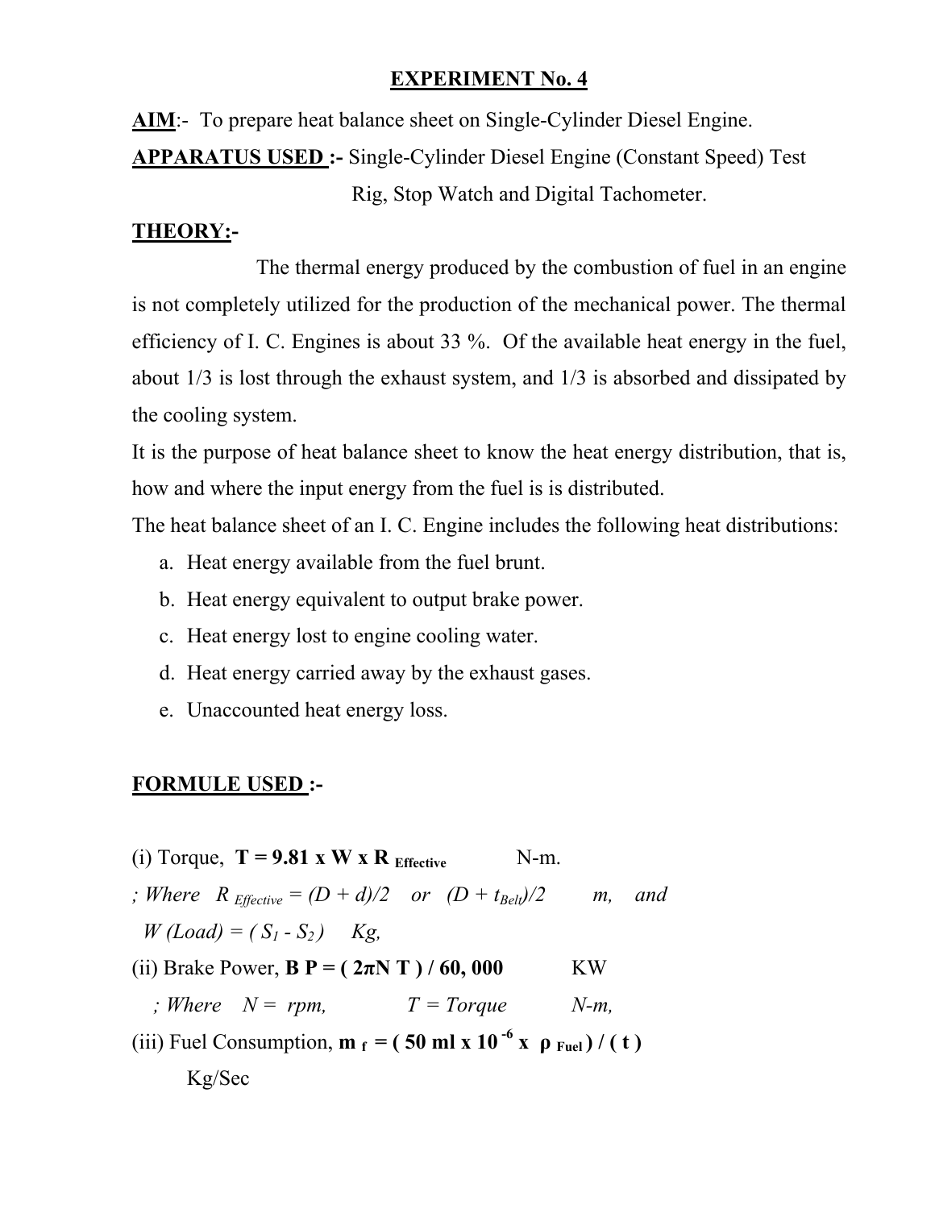## EXPERIMENT No. 4

**AIM**:- To prepare heat balance sheet on Single-Cylinder Diesel Engine.

**APPARATUS USED :-** Single-Cylinder Diesel Engine (Constant Speed) Test Rig, Stop Watch and Digital Tachometer.

**THEORY:-**

The thermal energy produced by the combustion of fuel in an engine is not completely utilized for the production of the mechanical power. The thermal efficiency of I. C. Engines is about 33 %. Of the available heat energy in the fuel, about 1/3 is lost through the exhaust system, and 1/3 is absorbed and dissipated by the cooling system.

It is the purpose of heat balance sheet to know the heat energy distribution, that is, how and where the input energy from the fuel is is distributed.

The heat balance sheet of an I. C. Engine includes the following heat distributions:

a. Heat energy available from the fuel brunt.
b. Heat energy equivalent to output brake power.
c. Heat energy lost to engine cooling water.
d. Heat energy carried away by the exhaust gases.
e. Unaccounted heat energy loss.

**FORMULE USED :-**

(i) Torque, $\mathbf{T = 9.81 \times W \times R_{Effective}}$ N-m.

*; Where* $R_{Effective} = (D + d)/2$ *or* $(D + t_{Belt})/2$ *m, and*

$W\ (Load) = (S_1 - S_2)$ *Kg,*

(ii) Brake Power, $\mathbf{BP = (2\pi N T) / 60,000}$ KW

*; Where* $N$ = *rpm,* $T$ = *Torque* *N-m,*

(iii) Fuel Consumption, $\mathbf{m_f = (50\ ml \times 10^{-6} \times \rho_{Fuel}) / (t)}$ Kg/Sec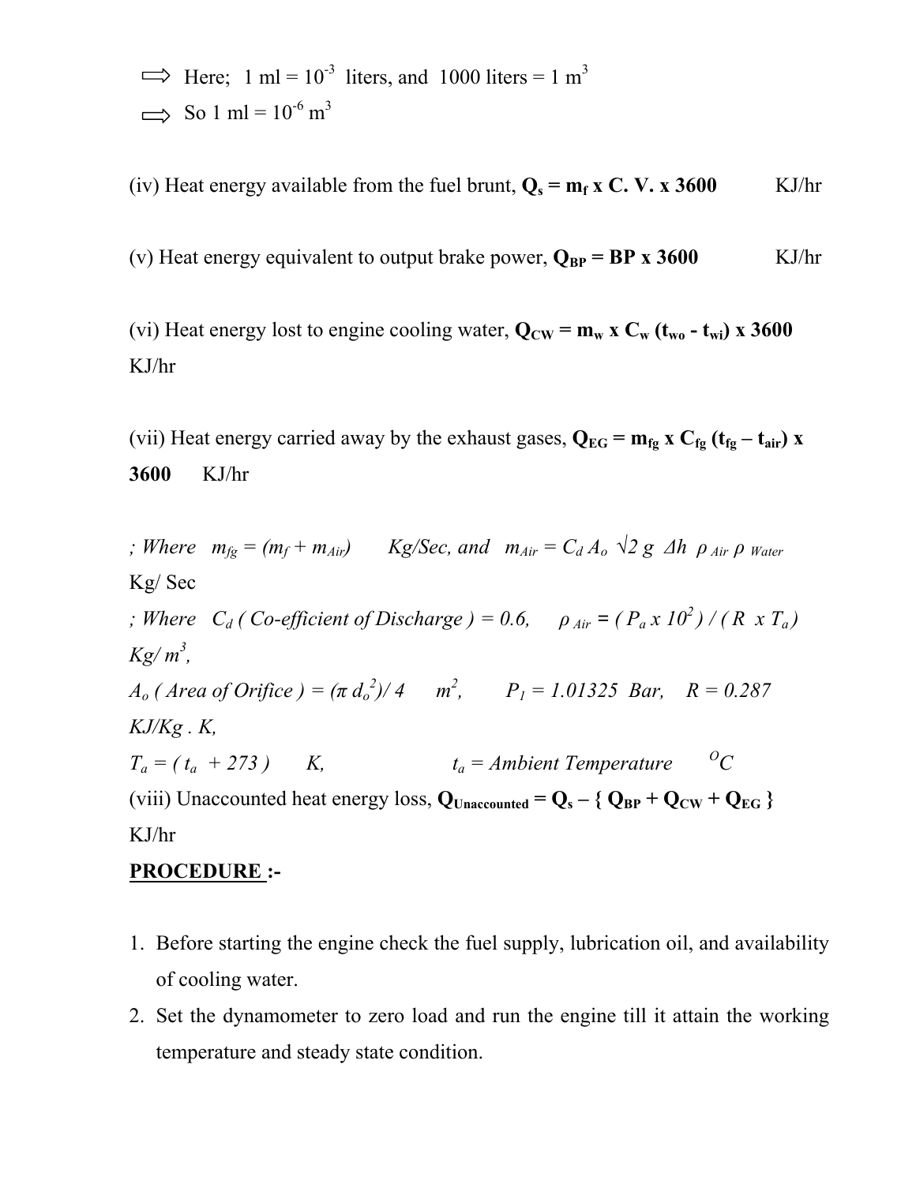⇨ Here; 1 ml = $10^{-3}$ liters, and 1000 liters = 1 $m^3$

⇨ So 1 ml = $10^{-6}$ $m^3$

(iv) Heat energy available from the fuel brunt, $\mathbf{Q_s = m_f \times C.V. \times 3600}$ KJ/hr

(v) Heat energy equivalent to output brake power, $\mathbf{Q_{BP} = BP \times 3600}$ KJ/hr

(vi) Heat energy lost to engine cooling water, $\mathbf{Q_{CW} = m_w \times C_w (t_{wo} - t_{wi}) \times 3600}$ KJ/hr

(vii) Heat energy carried away by the exhaust gases, $\mathbf{Q_{EG} = m_{fg} \times C_{fg} (t_{fg} - t_{air}) \times 3600}$ KJ/hr

*; Where* $m_{fg} = (m_f + m_{Air})$ *Kg/Sec, and* $m_{Air} = C_d A_o \sqrt{2 g \Delta h \rho_{Air} \rho_{Water}}$ Kg/ Sec

*; Where* $C_d$ *( Co-efficient of Discharge ) = 0.6,* $\rho_{Air} = (P_a \times 10^2) / (R \times T_a)$ *Kg/* $m^3$*,*

$A_o$ *( Area of Orifice ) =* $(\pi d_o^2)/4$ $m^2$*,* $P_1 = 1.01325$ *Bar,* $R = 0.287$ *KJ/Kg . K,*

$T_a = (t_a + 273)$ *K,* $t_a$ *= Ambient Temperature* $^oC$

(viii) Unaccounted heat energy loss, $\mathbf{Q_{Unaccounted} = Q_s - \{ Q_{BP} + Q_{CW} + Q_{EG} \}}$ KJ/hr

**PROCEDURE :-**

1. Before starting the engine check the fuel supply, lubrication oil, and availability of cooling water.
2. Set the dynamometer to zero load and run the engine till it attain the working temperature and steady state condition.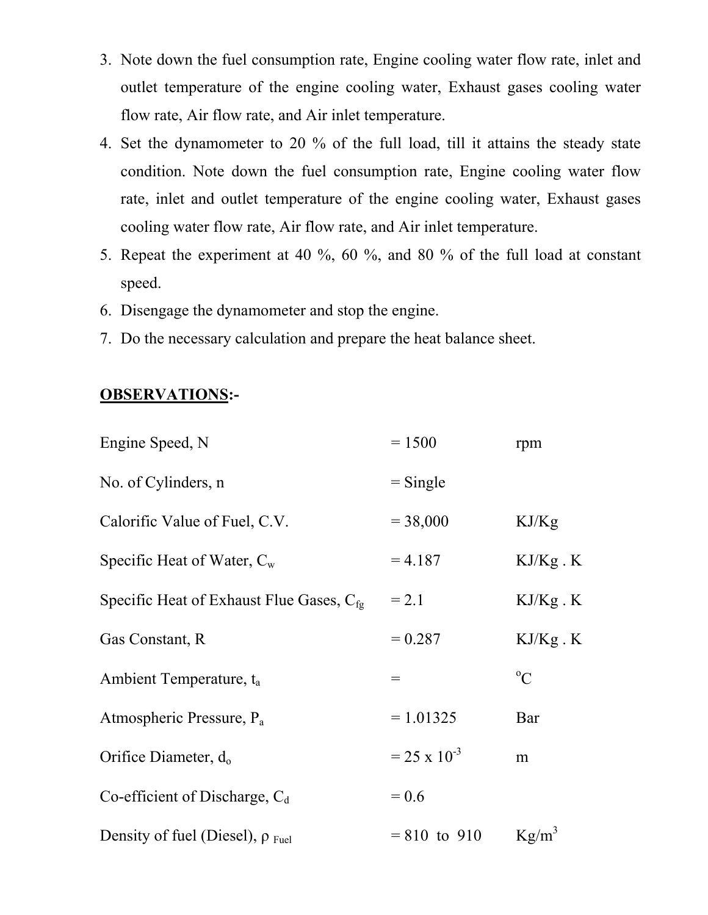3. Note down the fuel consumption rate, Engine cooling water flow rate, inlet and outlet temperature of the engine cooling water, Exhaust gases cooling water flow rate, Air flow rate, and Air inlet temperature.
4. Set the dynamometer to 20 % of the full load, till it attains the steady state condition. Note down the fuel consumption rate, Engine cooling water flow rate, inlet and outlet temperature of the engine cooling water, Exhaust gases cooling water flow rate, Air flow rate, and Air inlet temperature.
5. Repeat the experiment at 40 %, 60 %, and 80 % of the full load at constant speed.
6. Disengage the dynamometer and stop the engine.
7. Do the necessary calculation and prepare the heat balance sheet.

## **OBSERVATIONS**:-

| | | |
|---|---|---|
| Engine Speed, N | = 1500 | rpm |
| No. of Cylinders, n | = Single | |
| Calorific Value of Fuel, C.V. | = 38,000 | KJ/Kg |
| Specific Heat of Water, $C_w$ | = 4.187 | KJ/Kg . K |
| Specific Heat of Exhaust Flue Gases, $C_{fg}$ | = 2.1 | KJ/Kg . K |
| Gas Constant, R | = 0.287 | KJ/Kg . K |
| Ambient Temperature, $t_a$ | = | $^oC$ |
| Atmospheric Pressure, $P_a$ | = 1.01325 | Bar |
| Orifice Diameter, $d_o$ | = $25 \times 10^{-3}$ | m |
| Co-efficient of Discharge, $C_d$ | = 0.6 | |
| Density of fuel (Diesel), $\rho_{Fuel}$ | = 810 to 910 | $Kg/m^3$ |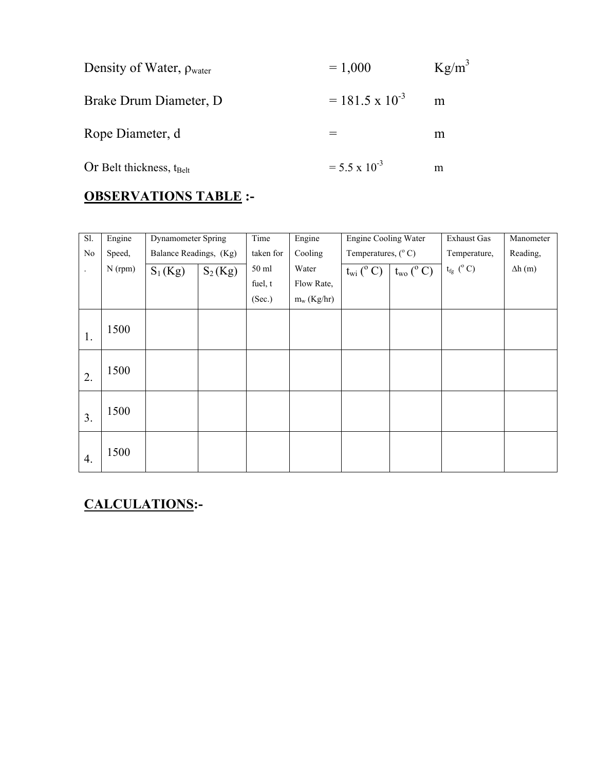Density of Water, $\rho_{water}$ = 1,000 $Kg/m^3$

Brake Drum Diameter, D = $181.5 \times 10^{-3}$ m

Rope Diameter, d = m

Or Belt thickness, $t_{Belt}$ = $5.5 \times 10^{-3}$ m

## OBSERVATIONS TABLE :-

| Sl. No. | Engine Speed, N (rpm) | Dynamometer Spring Balance Readings, (Kg) | | Time taken for 50 ml fuel, t (Sec.) | Engine Cooling Water Flow Rate, $m_w$ (Kg/hr) | Engine Cooling Water Temperatures, (° C) | | Exhaust Gas Temperature, $t_{fg}$ (° C) | Manometer Reading, $\Delta h$ (m) |
|---|---|---|---|---|---|---|---|---|---|
| | | $S_1$ (Kg) | $S_2$ (Kg) | | | $t_{wi}$ (° C) | $t_{wo}$ (° C) | | |
| 1. | 1500 | | | | | | | | |
| 2. | 1500 | | | | | | | | |
| 3. | 1500 | | | | | | | | |
| 4. | 1500 | | | | | | | | |

## CALCULATIONS:-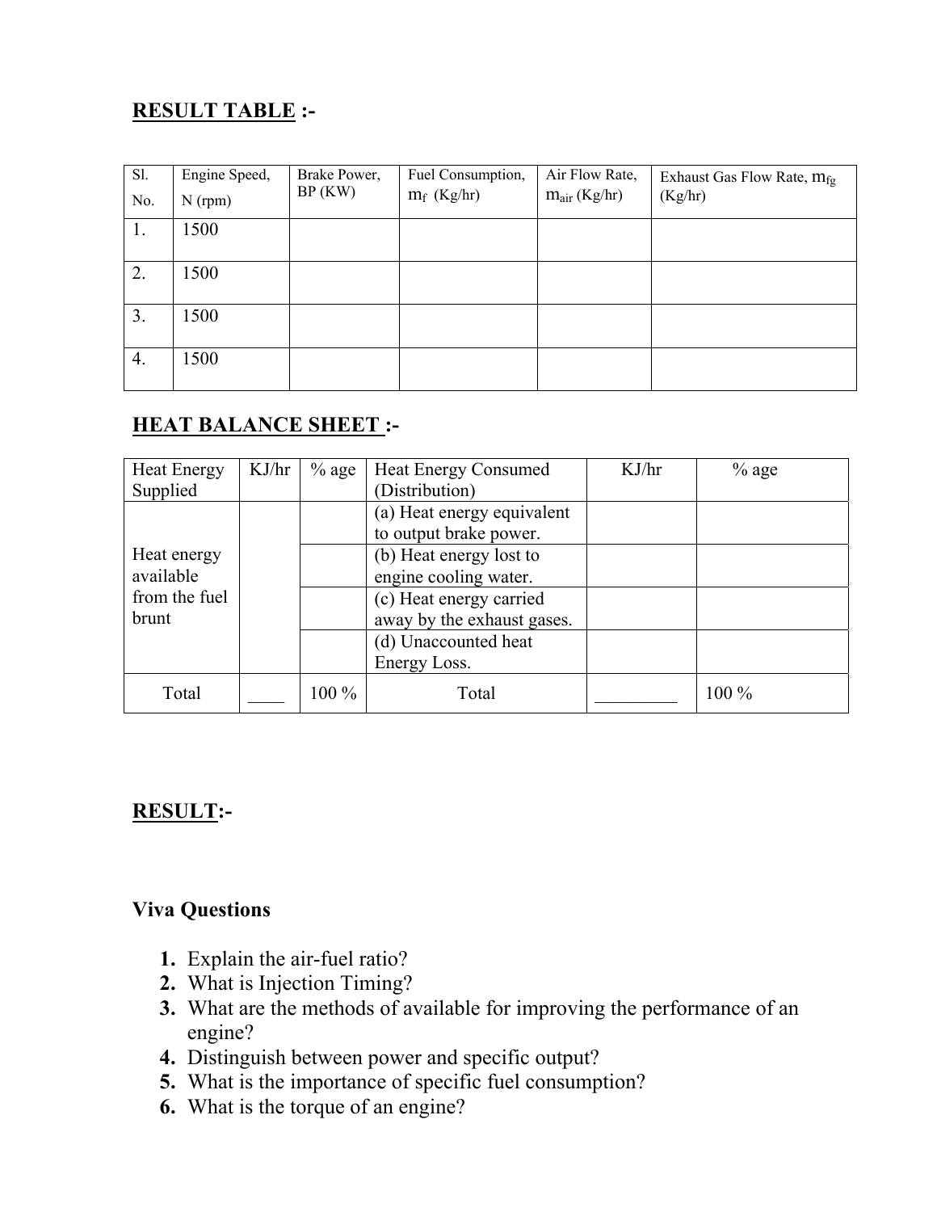## RESULT TABLE :-

| Sl. No. | Engine Speed, N (rpm) | Brake Power, BP (KW) | Fuel Consumption, $m_f$ (Kg/hr) | Air Flow Rate, $m_{air}$ (Kg/hr) | Exhaust Gas Flow Rate, $m_{fg}$ (Kg/hr) |
|---|---|---|---|---|---|
| 1. | 1500 | | | | |
| 2. | 1500 | | | | |
| 3. | 1500 | | | | |
| 4. | 1500 | | | | |

## HEAT BALANCE SHEET :-

| Heat Energy Supplied | KJ/hr | % age | Heat Energy Consumed (Distribution) | KJ/hr | % age |
|---|---|---|---|---|---|
| Heat energy available from the fuel brunt | | | (a) Heat energy equivalent to output brake power. | | |
| | | | (b) Heat energy lost to engine cooling water. | | |
| | | | (c) Heat energy carried away by the exhaust gases. | | |
| | | | (d) Unaccounted heat Energy Loss. | | |
| Total | ____ | 100 % | Total | _________ | 100 % |

## RESULT:-

### Viva Questions

1. Explain the air-fuel ratio?
2. What is Injection Timing?
3. What are the methods of available for improving the performance of an engine?
4. Distinguish between power and specific output?
5. What is the importance of specific fuel consumption?
6. What is the torque of an engine?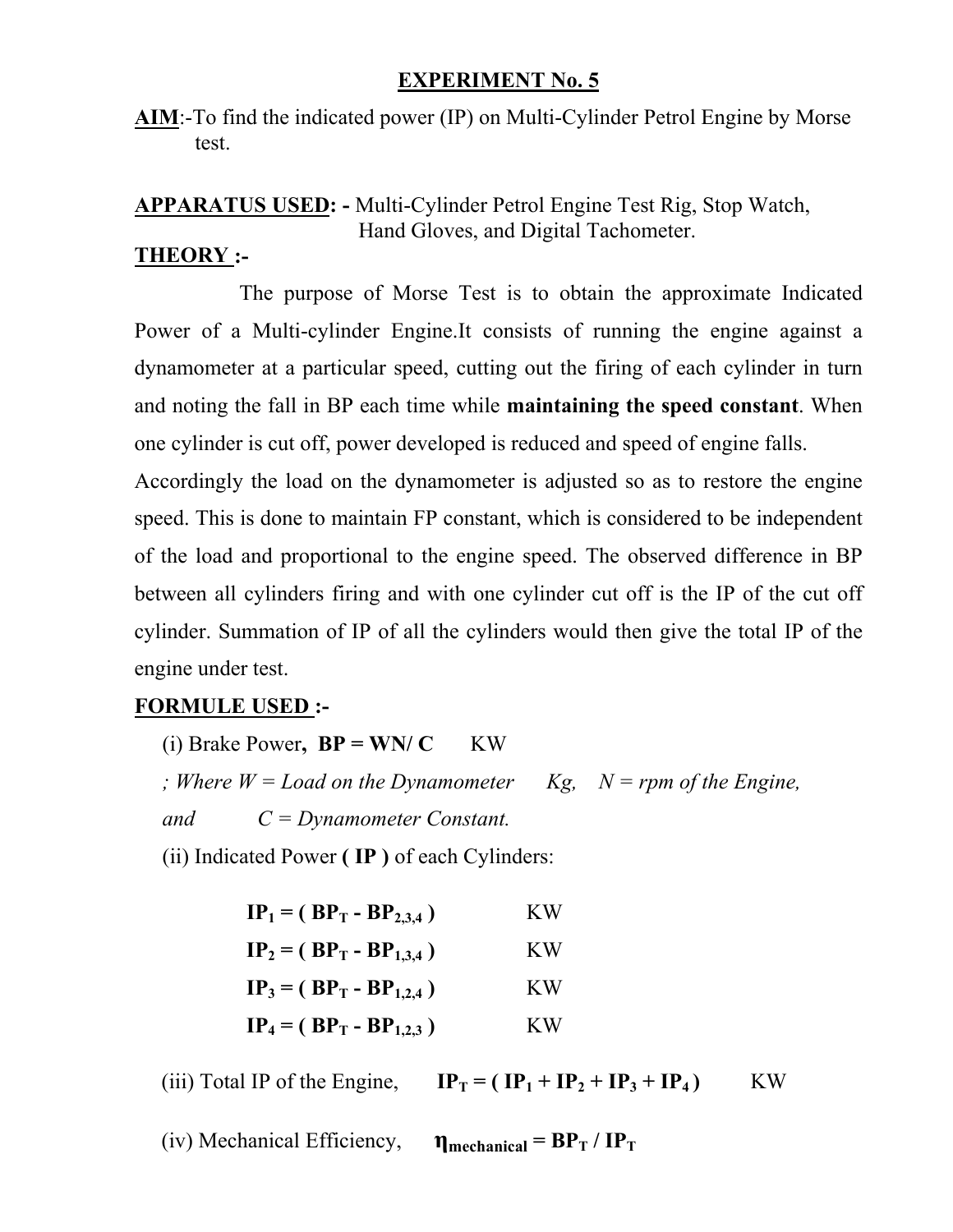## EXPERIMENT No. 5

**AIM**:-To find the indicated power (IP) on Multi-Cylinder Petrol Engine by Morse test.

**APPARATUS USED: -** Multi-Cylinder Petrol Engine Test Rig, Stop Watch, Hand Gloves, and Digital Tachometer.

**THEORY :-**

The purpose of Morse Test is to obtain the approximate Indicated Power of a Multi-cylinder Engine.It consists of running the engine against a dynamometer at a particular speed, cutting out the firing of each cylinder in turn and noting the fall in BP each time while **maintaining the speed constant**. When one cylinder is cut off, power developed is reduced and speed of engine falls. Accordingly the load on the dynamometer is adjusted so as to restore the engine speed. This is done to maintain FP constant, which is considered to be independent of the load and proportional to the engine speed. The observed difference in BP between all cylinders firing and with one cylinder cut off is the IP of the cut off cylinder. Summation of IP of all the cylinders would then give the total IP of the engine under test.

**FORMULE USED :-**

(i) Brake Power, $BP = WN/C$ KW

*; Where W = Load on the Dynamometer Kg, N = rpm of the Engine, and C = Dynamometer Constant.*

(ii) Indicated Power **( IP )** of each Cylinders:

$$IP_1 = ( BP_T - BP_{2,3,4} ) \quad KW$$

$$IP_2 = ( BP_T - BP_{1,3,4} ) \quad KW$$

$$IP_3 = ( BP_T - BP_{1,2,4} ) \quad KW$$

$$IP_4 = ( BP_T - BP_{1,2,3} ) \quad KW$$

(iii) Total IP of the Engine, $IP_T = ( IP_1 + IP_2 + IP_3 + IP_4 )$ KW

(iv) Mechanical Efficiency, $\eta_{mechanical} = BP_T / IP_T$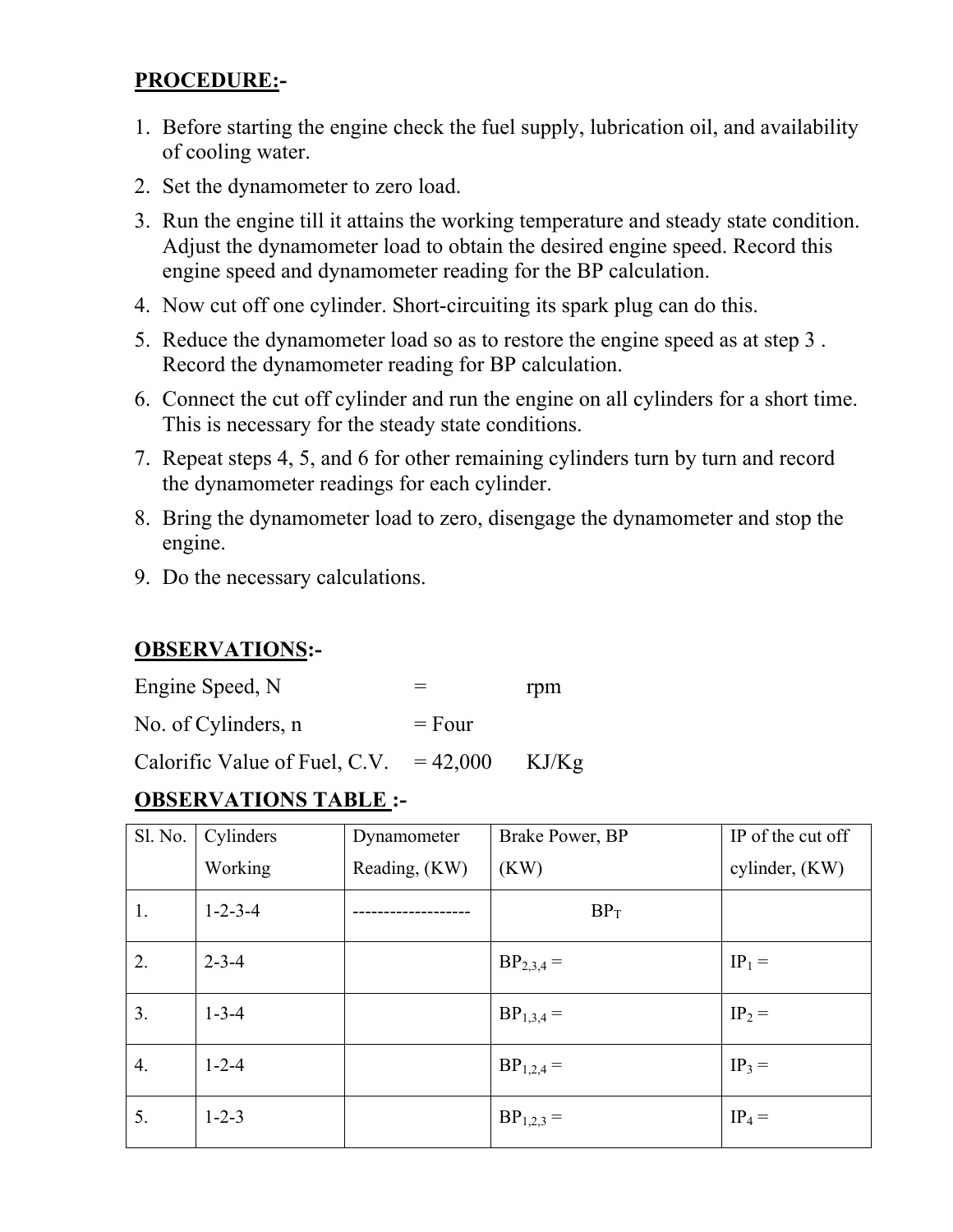## PROCEDURE:-

1. Before starting the engine check the fuel supply, lubrication oil, and availability of cooling water.
2. Set the dynamometer to zero load.
3. Run the engine till it attains the working temperature and steady state condition. Adjust the dynamometer load to obtain the desired engine speed. Record this engine speed and dynamometer reading for the BP calculation.
4. Now cut off one cylinder. Short-circuiting its spark plug can do this.
5. Reduce the dynamometer load so as to restore the engine speed as at step 3 . Record the dynamometer reading for BP calculation.
6. Connect the cut off cylinder and run the engine on all cylinders for a short time. This is necessary for the steady state conditions.
7. Repeat steps 4, 5, and 6 for other remaining cylinders turn by turn and record the dynamometer readings for each cylinder.
8. Bring the dynamometer load to zero, disengage the dynamometer and stop the engine.
9. Do the necessary calculations.

## OBSERVATIONS:-

Engine Speed, N = rpm

No. of Cylinders, n = Four

Calorific Value of Fuel, C.V. = 42,000 KJ/Kg

## OBSERVATIONS TABLE :-

| Sl. No. | Cylinders Working | Dynamometer Reading, (KW) | Brake Power, BP (KW) | IP of the cut off cylinder, (KW) |
|---|---|---|---|---|
| 1. | 1-2-3-4 | ------------------- | $BP_T$ | |
| 2. | 2-3-4 | | $BP_{2,3,4}$ = | $IP_1$ = |
| 3. | 1-3-4 | | $BP_{1,3,4}$ = | $IP_2$ = |
| 4. | 1-2-4 | | $BP_{1,2,4}$ = | $IP_3$ = |
| 5. | 1-2-3 | | $BP_{1,2,3}$ = | $IP_4$ = |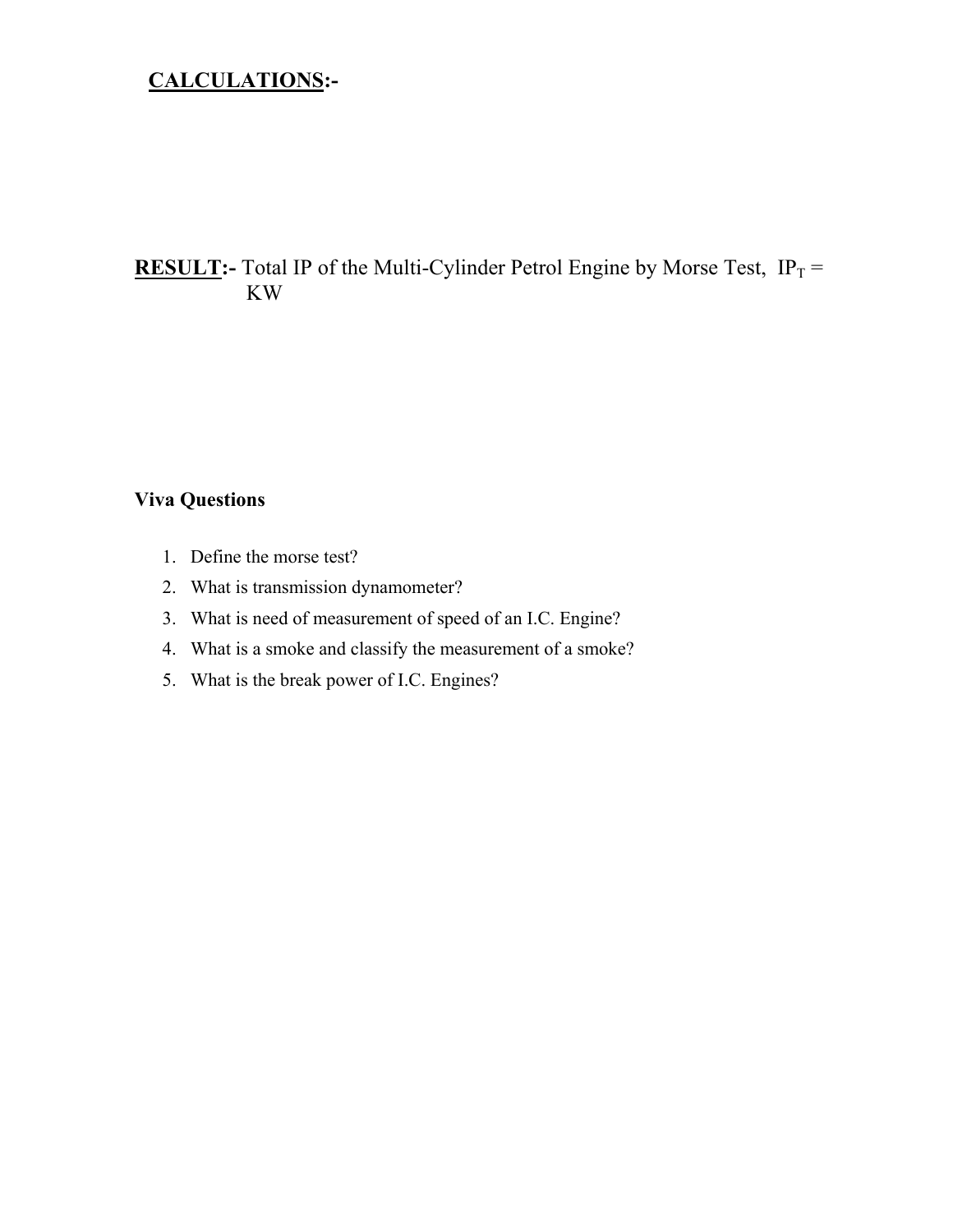## CALCULATIONS:-

**RESULT:-** Total IP of the Multi-Cylinder Petrol Engine by Morse Test, $IP_T$ = KW

**Viva Questions**

1. Define the morse test?
2. What is transmission dynamometer?
3. What is need of measurement of speed of an I.C. Engine?
4. What is a smoke and classify the measurement of a smoke?
5. What is the break power of I.C. Engines?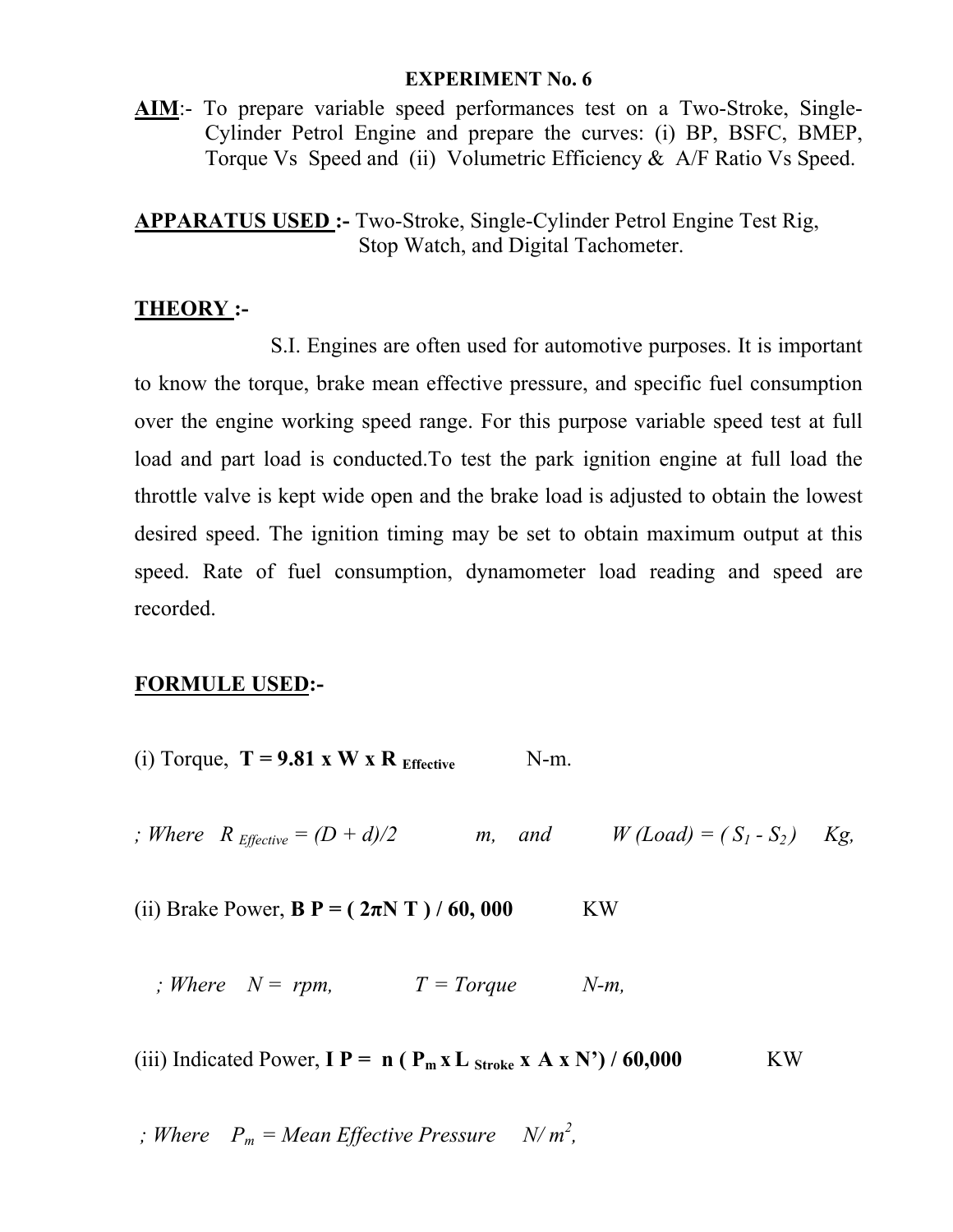# EXPERIMENT No. 6

**AIM**:- To prepare variable speed performances test on a Two-Stroke, Single-Cylinder Petrol Engine and prepare the curves: (i) BP, BSFC, BMEP, Torque Vs Speed and (ii) Volumetric Efficiency & A/F Ratio Vs Speed.

**APPARATUS USED :-** Two-Stroke, Single-Cylinder Petrol Engine Test Rig, Stop Watch, and Digital Tachometer.

**THEORY :-**

S.I. Engines are often used for automotive purposes. It is important to know the torque, brake mean effective pressure, and specific fuel consumption over the engine working speed range. For this purpose variable speed test at full load and part load is conducted.To test the park ignition engine at full load the throttle valve is kept wide open and the brake load is adjusted to obtain the lowest desired speed. The ignition timing may be set to obtain maximum output at this speed. Rate of fuel consumption, dynamometer load reading and speed are recorded.

**FORMULE USED:-**

(i) Torque, $\mathbf{T = 9.81 \times W \times R_{Effective}}$ N-m.

*; Where* $R_{Effective} = (D + d)/2$ *m, and* $W\ (Load) = (S_1 - S_2)$ *Kg,*

(ii) Brake Power, $\mathbf{BP = (2\pi N\, T) / 60,000}$ KW

*; Where* $N =$ *rpm,* $T =$ *Torque N-m,*

(iii) Indicated Power, $\mathbf{IP = n\,(P_m \times L_{Stroke} \times A \times N') / 60,000}$ KW

*; Where* $P_m =$ *Mean Effective Pressure* $N/m^2$,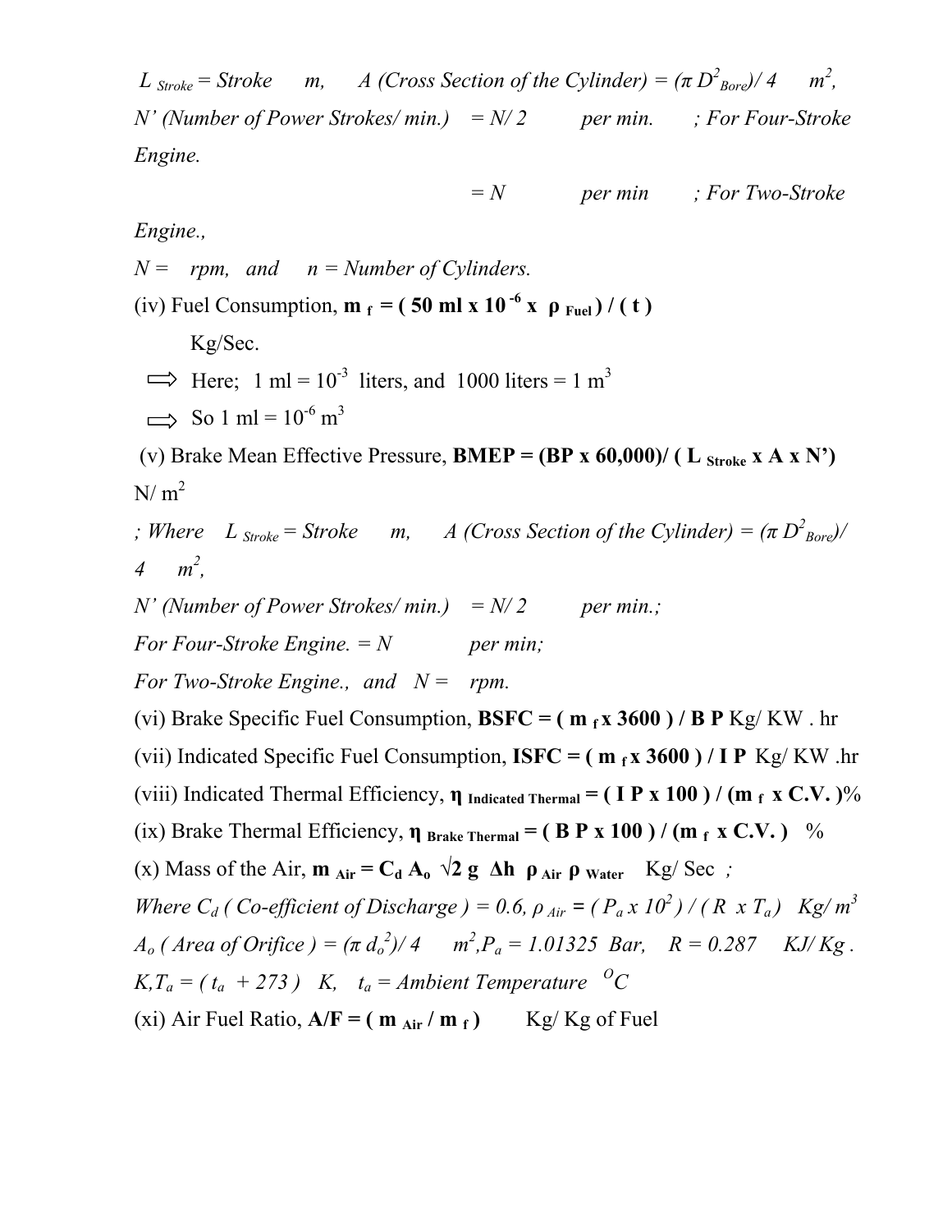$L_{Stroke}$ = *Stroke m,* *A (Cross Section of the Cylinder) =* $(\pi D^2_{Bore})/4$ $m^2$,
*N' (Number of Power Strokes/ min.) = N/ 2 per min. ; For Four-Stroke Engine.*

*= N per min ; For Two-Stroke Engine.,*

*N = rpm, and n = Number of Cylinders.*

(iv) Fuel Consumption, $\mathbf{m_f = (50\ ml \times 10^{-6} \times \rho_{Fuel}) / (t)}$ Kg/Sec.

⟹ Here; 1 ml = $10^{-3}$ liters, and 1000 liters = 1 $m^3$

⟹ So 1 ml = $10^{-6}$ $m^3$

(v) Brake Mean Effective Pressure, $\mathbf{BMEP = (BP \times 60{,}000)/ (L_{Stroke} \times A \times N')}$ N/ $m^2$

*; Where* $L_{Stroke}$ *= Stroke m,* *A (Cross Section of the Cylinder) =* $(\pi D^2_{Bore})/4$ $m^2$,

*N' (Number of Power Strokes/ min.) = N/ 2 per min.;*

*For Four-Stroke Engine. = N per min;*

*For Two-Stroke Engine., and N = rpm.*

(vi) Brake Specific Fuel Consumption, $\mathbf{BSFC = (m_f \times 3600) / BP}$ Kg/ KW . hr

(vii) Indicated Specific Fuel Consumption, $\mathbf{ISFC = (m_f \times 3600) / IP}$ Kg/ KW .hr

(viii) Indicated Thermal Efficiency, $\mathbf{\eta_{Indicated\ Thermal} = (IP \times 100) / (m_f \times C.V.)}$%

(ix) Brake Thermal Efficiency, $\mathbf{\eta_{Brake\ Thermal} = (BP \times 100) / (m_f \times C.V.)}$ %

(x) Mass of the Air, $\mathbf{m_{Air} = C_d A_o \sqrt{2 g \Delta h \rho_{Air} \rho_{Water}}}$ Kg/ Sec *;*

*Where* $C_d$ *( Co-efficient of Discharge ) = 0.6,* $\rho_{Air} = (P_a \times 10^2) / (R \times T_a)$ *Kg/* $m^3$

$A_o$ *( Area of Orifice ) =* $(\pi d_o^2)/4$ $m^2$, $P_a$ *= 1.01325 Bar, R = 0.287 KJ/ Kg . K,* $T_a = (t_a + 273)$ *K,* $t_a$ *= Ambient Temperature* $^oC$

(xi) Air Fuel Ratio, $\mathbf{A/F = (m_{Air} / m_f)}$ Kg/ Kg of Fuel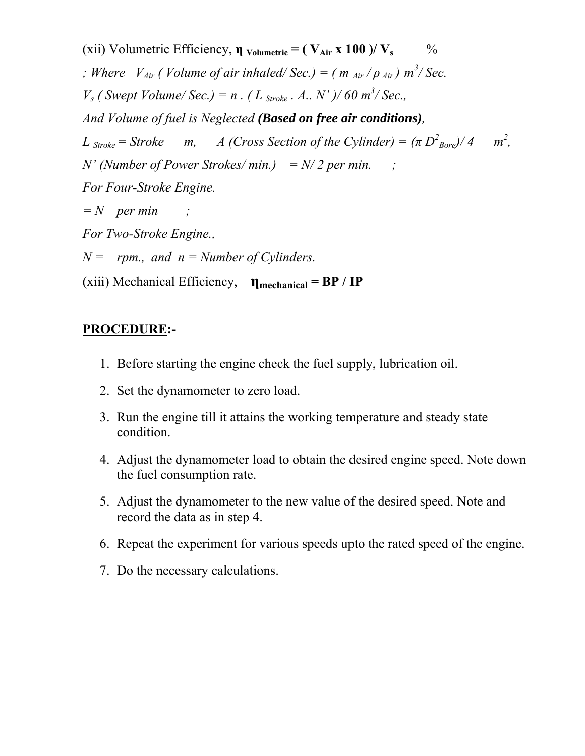(xii) Volumetric Efficiency, $\eta_{Volumetric}$ = **( $V_{Air}$ x 100 )/ $V_s$** %

*; Where* $V_{Air}$ *( Volume of air inhaled/ Sec.) =* $( m_{Air} / \rho_{Air} )$ $m^3$*/ Sec.*

$V_s$ *( Swept Volume/ Sec.) = n . (* $L_{Stroke}$ *. A.. N' )/ 60* $m^3$*/ Sec.,*

*And Volume of fuel is Neglected* ***(Based on free air conditions)****,*

$L_{Stroke}$ *= Stroke m, A (Cross Section of the Cylinder) =* $(\pi D^2_{Bore})/4$ $m^2$*,*

*N' (Number of Power Strokes/ min.) = N/ 2 per min. ;*

*For Four-Stroke Engine.*

*= N per min ;*

*For Two-Stroke Engine.,*

*N = rpm., and n = Number of Cylinders.*

(xiii) Mechanical Efficiency, $\eta_{mechanical}$ **= BP / IP**

**PROCEDURE:-**

1. Before starting the engine check the fuel supply, lubrication oil.
2. Set the dynamometer to zero load.
3. Run the engine till it attains the working temperature and steady state condition.
4. Adjust the dynamometer load to obtain the desired engine speed. Note down the fuel consumption rate.
5. Adjust the dynamometer to the new value of the desired speed. Note and record the data as in step 4.
6. Repeat the experiment for various speeds upto the rated speed of the engine.
7. Do the necessary calculations.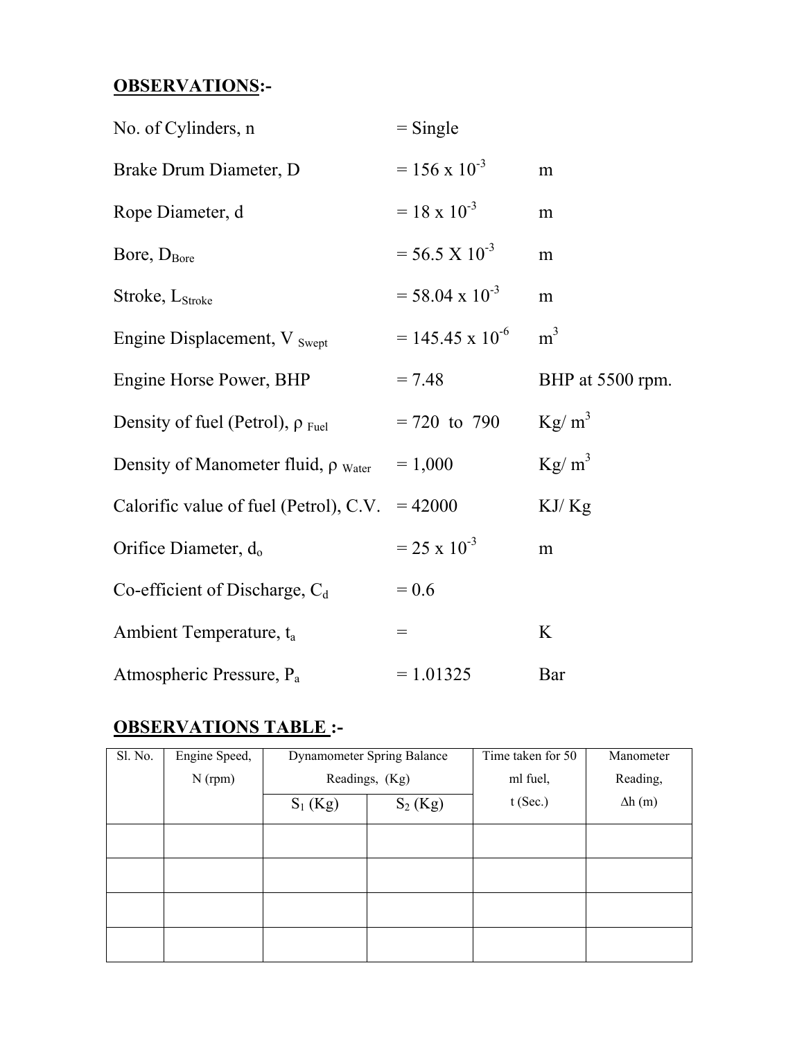**OBSERVATIONS:-**

| | | |
|---|---|---|
| No. of Cylinders, n | = Single | |
| Brake Drum Diameter, D | = $156 \times 10^{-3}$ | m |
| Rope Diameter, d | = $18 \times 10^{-3}$ | m |
| Bore, $D_{Bore}$ | = $56.5 \times 10^{-3}$ | m |
| Stroke, $L_{Stroke}$ | = $58.04 \times 10^{-3}$ | m |
| Engine Displacement, $V_{Swept}$ | = $145.45 \times 10^{-6}$ | $m^3$ |
| Engine Horse Power, BHP | = 7.48 | BHP at 5500 rpm. |
| Density of fuel (Petrol), $\rho_{Fuel}$ | = 720 to 790 | $Kg/m^3$ |
| Density of Manometer fluid, $\rho_{Water}$ | = 1,000 | $Kg/m^3$ |
| Calorific value of fuel (Petrol), C.V. | = 42000 | KJ/ Kg |
| Orifice Diameter, $d_o$ | = $25 \times 10^{-3}$ | m |
| Co-efficient of Discharge, $C_d$ | = 0.6 | |
| Ambient Temperature, $t_a$ | = | K |
| Atmospheric Pressure, $P_a$ | = 1.01325 | Bar |

**OBSERVATIONS TABLE :-**

| Sl. No. | Engine Speed, N (rpm) | Dynamometer Spring Balance Readings, (Kg) | | Time taken for 50 ml fuel, t (Sec.) | Manometer Reading, $\Delta h$ (m) |
|---|---|---|---|---|---|
| | | $S_1$ (Kg) | $S_2$ (Kg) | | |
| | | | | | |
| | | | | | |
| | | | | | |
| | | | | | |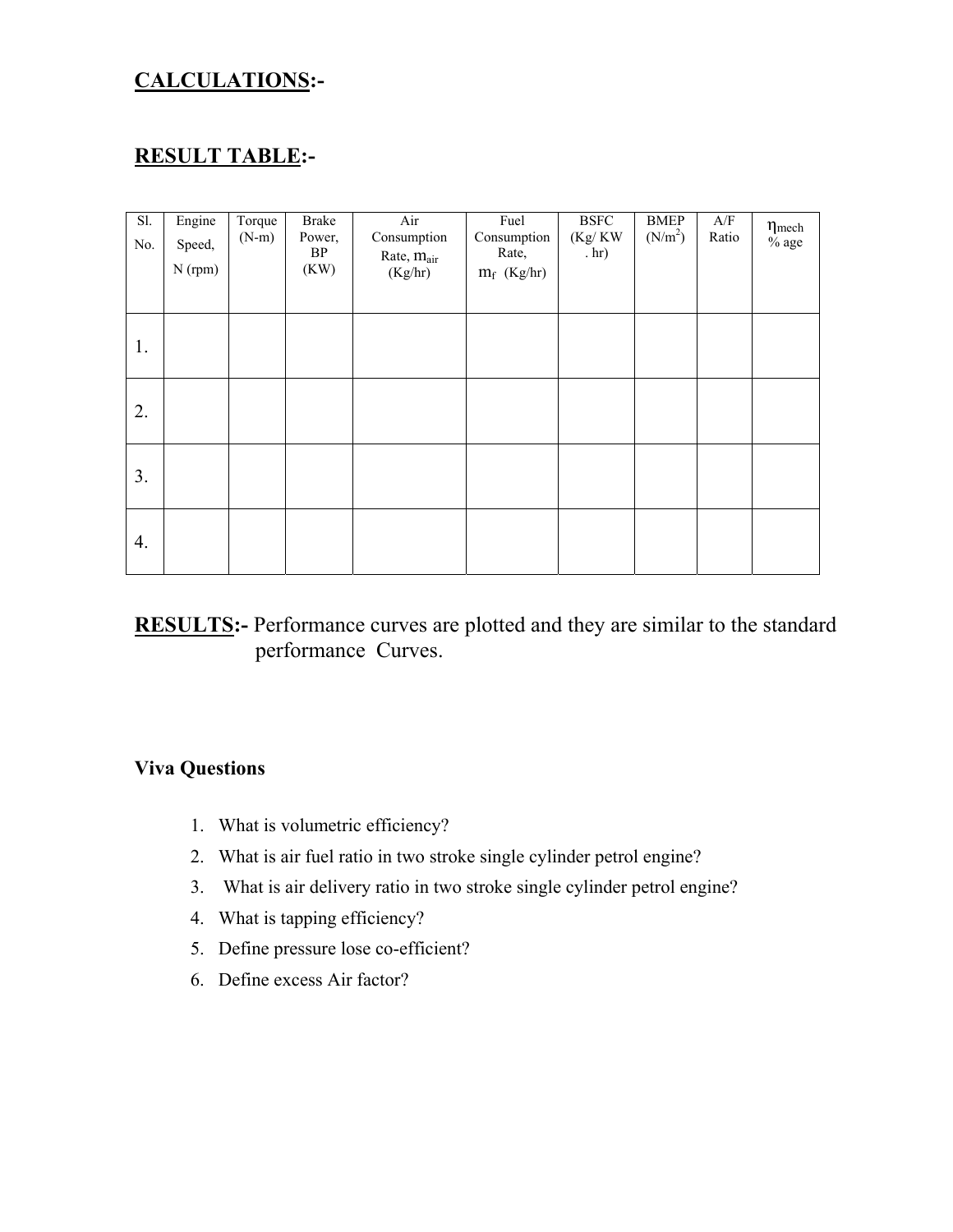## CALCULATIONS:-

## RESULT TABLE:-

| Sl. No. | Engine Speed, N (rpm) | Torque (N-m) | Brake Power, BP (KW) | Air Consumption Rate, $m_{air}$ (Kg/hr) | Fuel Consumption Rate, $m_f$ (Kg/hr) | BSFC (Kg/ KW . hr) | BMEP (N/m$^2$) | A/F Ratio | $\eta_{mech}$ % age |
|---|---|---|---|---|---|---|---|---|---|
| 1. | | | | | | | | | |
| 2. | | | | | | | | | |
| 3. | | | | | | | | | |
| 4. | | | | | | | | | |

**RESULTS:-** Performance curves are plotted and they are similar to the standard performance Curves.

### Viva Questions

1. What is volumetric efficiency?
2. What is air fuel ratio in two stroke single cylinder petrol engine?
3. What is air delivery ratio in two stroke single cylinder petrol engine?
4. What is tapping efficiency?
5. Define pressure lose co-efficient?
6. Define excess Air factor?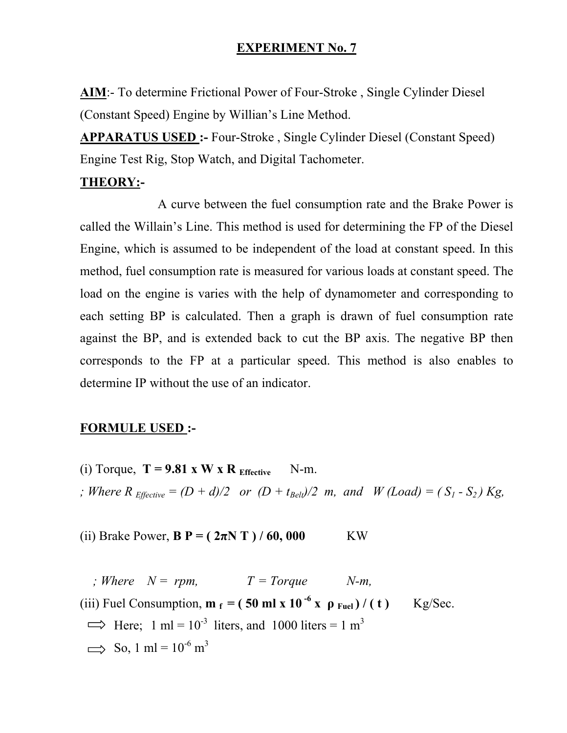# EXPERIMENT No. 7

**AIM**:- To determine Frictional Power of Four-Stroke , Single Cylinder Diesel (Constant Speed) Engine by Willian's Line Method.

**APPARATUS USED :-** Four-Stroke , Single Cylinder Diesel (Constant Speed) Engine Test Rig, Stop Watch, and Digital Tachometer.

**THEORY:-**

A curve between the fuel consumption rate and the Brake Power is called the Willain's Line. This method is used for determining the FP of the Diesel Engine, which is assumed to be independent of the load at constant speed. In this method, fuel consumption rate is measured for various loads at constant speed. The load on the engine is varies with the help of dynamometer and corresponding to each setting BP is calculated. Then a graph is drawn of fuel consumption rate against the BP, and is extended back to cut the BP axis. The negative BP then corresponds to the FP at a particular speed. This method is also enables to determine IP without the use of an indicator.

**FORMULE USED :-**

(i) Torque, $\mathbf{T = 9.81 \times W \times R_{Effective}}$ N-m.

*; Where* $R_{Effective} = (D + d)/2$ *or* $(D + t_{Belt})/2$ *m, and* $W$ *(Load)* $= (S_1 - S_2)$ *Kg,*

(ii) Brake Power, $\mathbf{BP = (2\pi N T) / 60,000}$ KW

*; Where* $N$ = *rpm,* $T$ = *Torque* *N-m,*

(iii) Fuel Consumption, $\mathbf{m_f = (50 \text{ ml} \times 10^{-6} \times \rho_{Fuel}) / (t)}$ Kg/Sec.

⇨ Here; 1 ml = $10^{-3}$ liters, and 1000 liters = 1 $m^3$

⇨ So, 1 ml = $10^{-6}$ $m^3$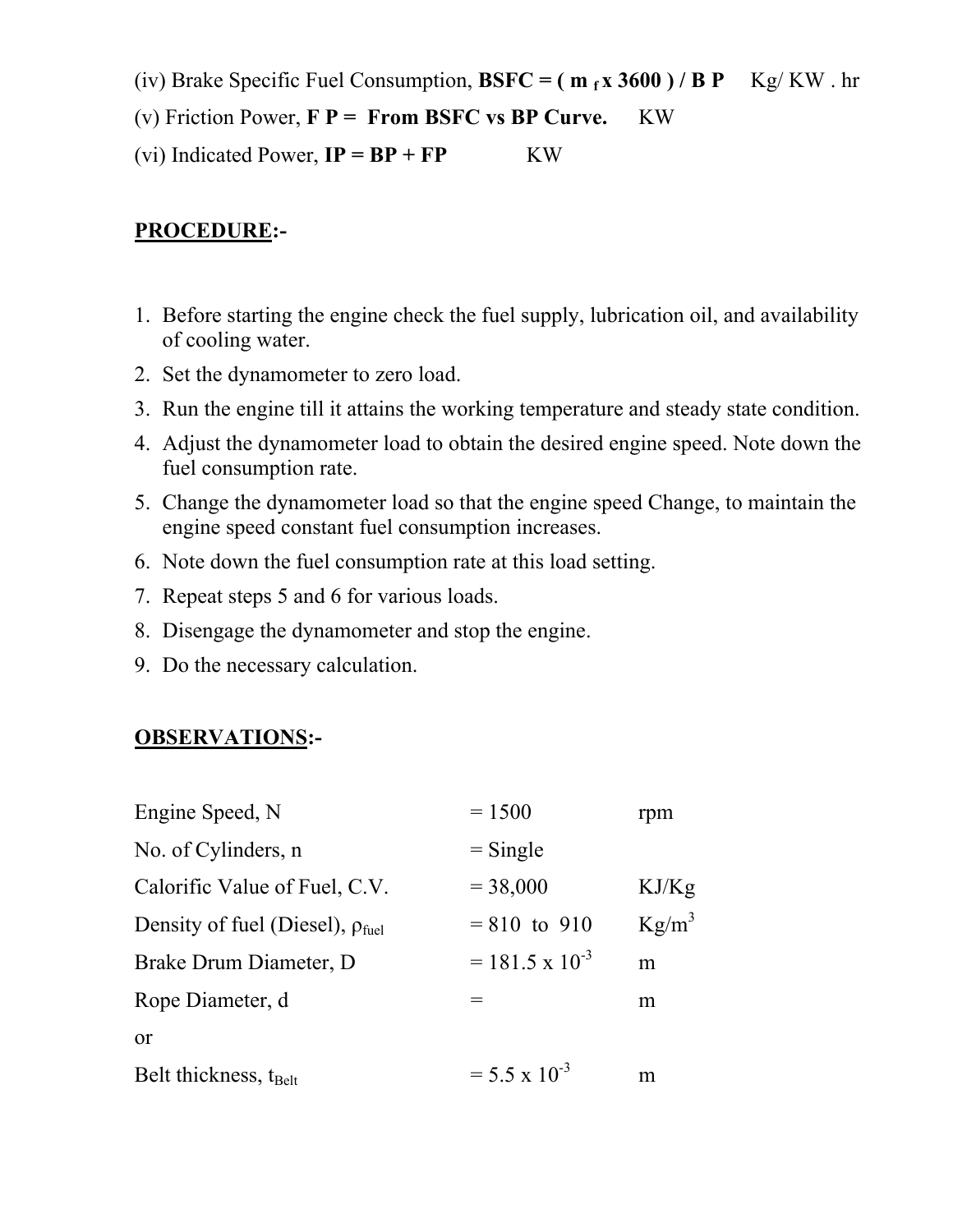(iv) Brake Specific Fuel Consumption, **BSFC = ( $m_f$ x 3600 ) / B P** Kg/ KW . hr

(v) Friction Power, **F P = From BSFC vs BP Curve.** KW

(vi) Indicated Power, **IP = BP + FP** KW

**PROCEDURE:-**

1. Before starting the engine check the fuel supply, lubrication oil, and availability of cooling water.
2. Set the dynamometer to zero load.
3. Run the engine till it attains the working temperature and steady state condition.
4. Adjust the dynamometer load to obtain the desired engine speed. Note down the fuel consumption rate.
5. Change the dynamometer load so that the engine speed Change, to maintain the engine speed constant fuel consumption increases.
6. Note down the fuel consumption rate at this load setting.
7. Repeat steps 5 and 6 for various loads.
8. Disengage the dynamometer and stop the engine.
9. Do the necessary calculation.

**OBSERVATIONS:-**

| | | |
|---|---|---|
| Engine Speed, N | = 1500 | rpm |
| No. of Cylinders, n | = Single | |
| Calorific Value of Fuel, C.V. | = 38,000 | KJ/Kg |
| Density of fuel (Diesel), $\rho_{fuel}$ | = 810 to 910 | Kg/m$^3$ |
| Brake Drum Diameter, D | = 181.5 x $10^{-3}$ | m |
| Rope Diameter, d | = | m |
| or | | |
| Belt thickness, $t_{Belt}$ | = 5.5 x $10^{-3}$ | m |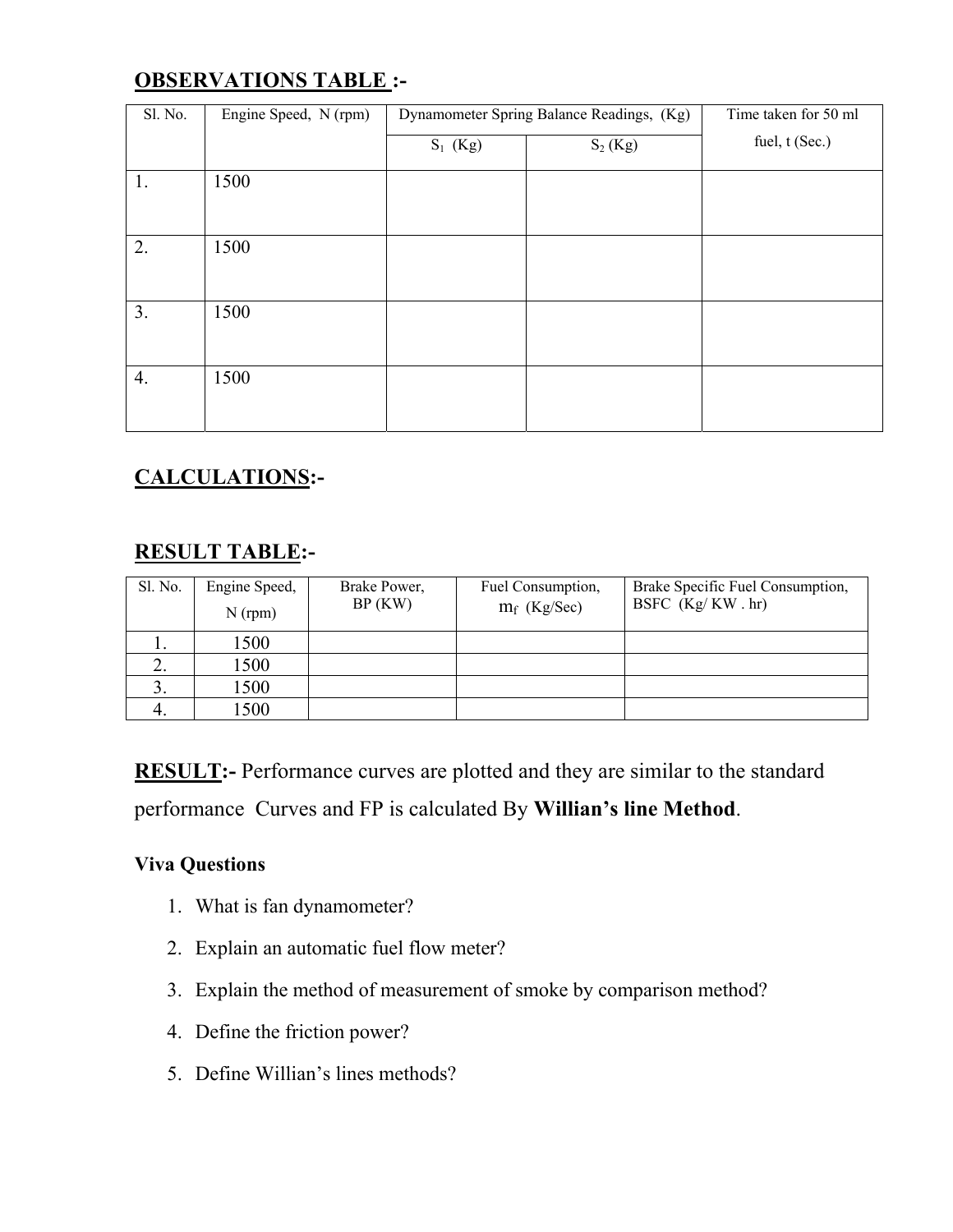## OBSERVATIONS TABLE :-

| Sl. No. | Engine Speed, N (rpm) | Dynamometer Spring Balance Readings, (Kg) | | Time taken for 50 ml fuel, t (Sec.) |
|---|---|---|---|---|
| | | $S_1$ (Kg) | $S_2$ (Kg) | |
| 1. | 1500 | | | |
| 2. | 1500 | | | |
| 3. | 1500 | | | |
| 4. | 1500 | | | |

## CALCULATIONS:-

## RESULT TABLE:-

| Sl. No. | Engine Speed, N (rpm) | Brake Power, BP (KW) | Fuel Consumption, $m_f$ (Kg/Sec) | Brake Specific Fuel Consumption, BSFC (Kg/ KW . hr) |
|---|---|---|---|---|
| 1. | 1500 | | | |
| 2. | 1500 | | | |
| 3. | 1500 | | | |
| 4. | 1500 | | | |

**RESULT:-** Performance curves are plotted and they are similar to the standard performance Curves and FP is calculated By **Willian's line Method**.

**Viva Questions**

1. What is fan dynamometer?
2. Explain an automatic fuel flow meter?
3. Explain the method of measurement of smoke by comparison method?
4. Define the friction power?
5. Define Willian's lines methods?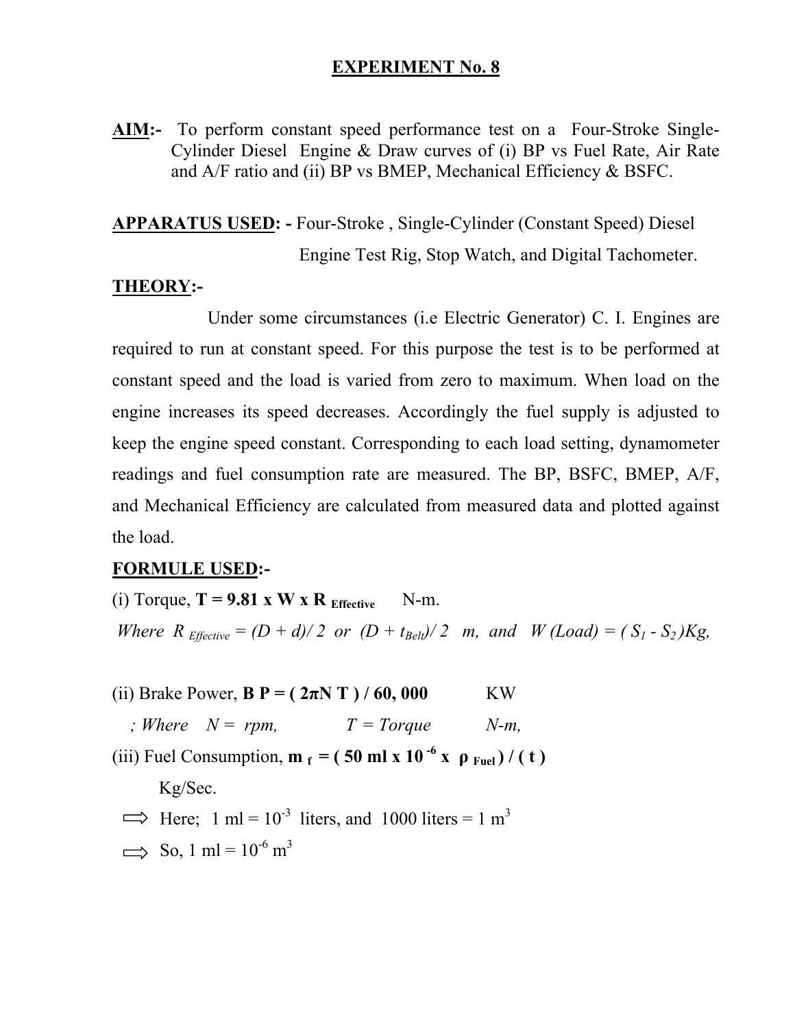# EXPERIMENT No. 8

**AIM:-** To perform constant speed performance test on a Four-Stroke Single-Cylinder Diesel Engine & Draw curves of (i) BP vs Fuel Rate, Air Rate and A/F ratio and (ii) BP vs BMEP, Mechanical Efficiency & BSFC.

**APPARATUS USED: -** Four-Stroke , Single-Cylinder (Constant Speed) Diesel Engine Test Rig, Stop Watch, and Digital Tachometer.

**THEORY:-**

Under some circumstances (i.e Electric Generator) C. I. Engines are required to run at constant speed. For this purpose the test is to be performed at constant speed and the load is varied from zero to maximum. When load on the engine increases its speed decreases. Accordingly the fuel supply is adjusted to keep the engine speed constant. Corresponding to each load setting, dynamometer readings and fuel consumption rate are measured. The BP, BSFC, BMEP, A/F, and Mechanical Efficiency are calculated from measured data and plotted against the load.

**FORMULE USED:-**

(i) Torque, $\mathbf{T = 9.81 \times W \times R_{Effective}}$ N-m.

*Where* $R_{Effective} = (D + d)/2$ *or* $(D + t_{Belt})/2$ *m, and* $W\ (Load) = (S_1 - S_2)\ Kg$,

(ii) Brake Power, $\mathbf{BP = (2\pi N\,T) / 60,000}$ KW

*; Where* $N$ = *rpm,* $T$ = *Torque* *N-m,*

(iii) Fuel Consumption, $\mathbf{m_f = (50\ ml \times 10^{-6} \times \rho_{Fuel}) / (t)}$ Kg/Sec.

⟹ Here; 1 ml = $10^{-3}$ liters, and 1000 liters = 1 $m^3$

⟹ So, 1 ml = $10^{-6}$ $m^3$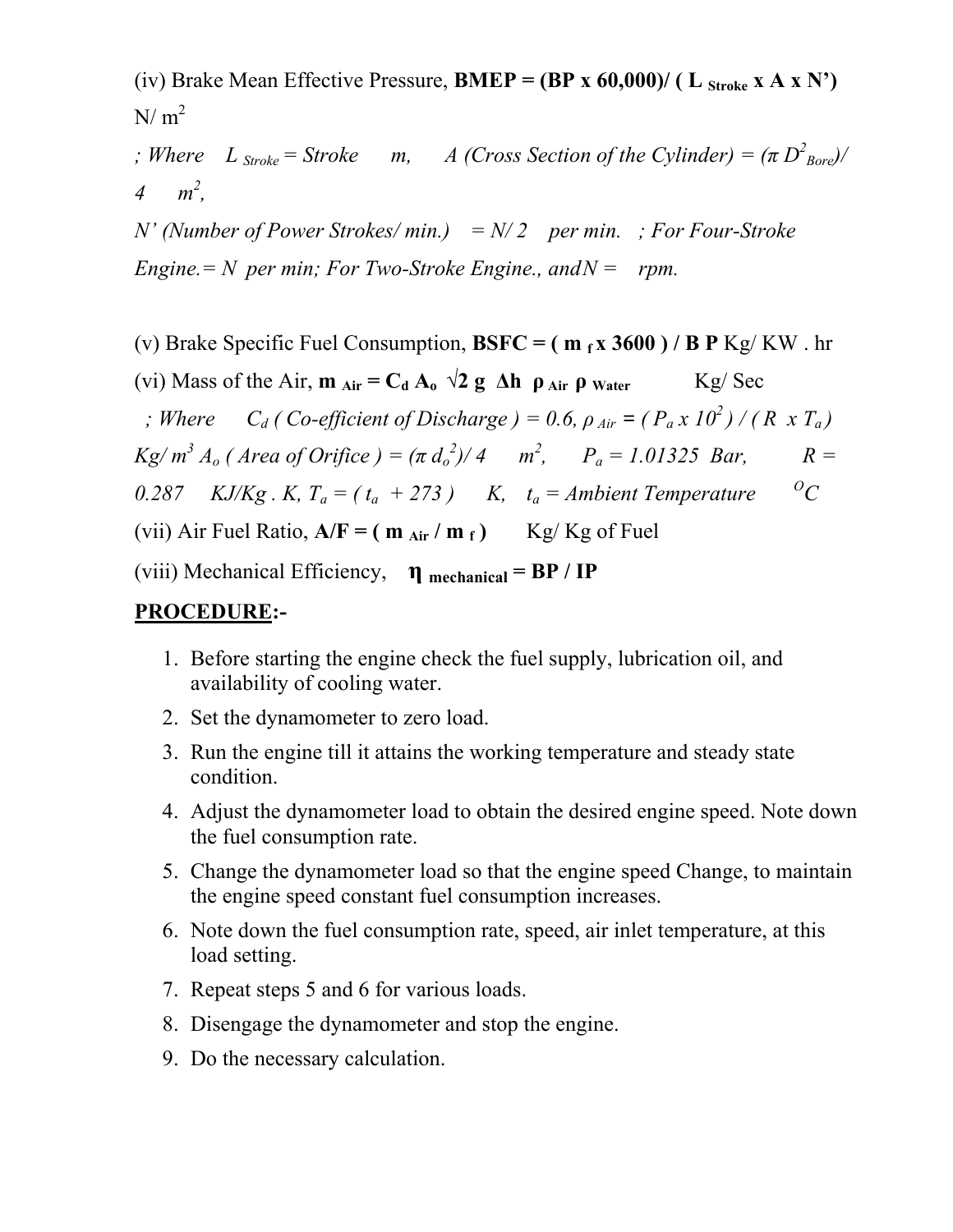(iv) Brake Mean Effective Pressure, **BMEP = (BP x 60,000)/ ( $L_{Stroke}$ x A x N')** N/ $m^2$

*; Where* $L_{Stroke}$ *= Stroke m, A (Cross Section of the Cylinder) = ($\pi D^2_{Bore}$)/ 4 $m^2$,*

*N' (Number of Power Strokes/ min.) = N/ 2 per min. ; For Four-Stroke Engine.= N per min; For Two-Stroke Engine., andN = rpm.*

(v) Brake Specific Fuel Consumption, **BSFC = ( $m_f$ x 3600 ) / B P** Kg/ KW . hr

(vi) Mass of the Air, **$m_{Air} = C_d A_o \sqrt{2 g \Delta h} \rho_{Air} \rho_{Water}$** Kg/ Sec

*; Where* $C_d$ *( Co-efficient of Discharge ) = 0.6,* $\rho_{Air}$ *= ( $P_a$ x $10^2$ ) / ( R x $T_a$ ) Kg/ $m^3$ $A_o$ ( Area of Orifice ) = ($\pi d_o^2$)/ 4 $m^2$, $P_a$ = 1.01325 Bar, R = 0.287 KJ/Kg . K, $T_a$ = ( $t_a$ + 273 ) K, $t_a$ = Ambient Temperature $^O$C*

(vii) Air Fuel Ratio, **A/F = ( $m_{Air}$ / $m_f$ )** Kg/ Kg of Fuel

(viii) Mechanical Efficiency, **$\eta_{mechanical}$ = BP / IP**

**PROCEDURE:-**

1. Before starting the engine check the fuel supply, lubrication oil, and availability of cooling water.
2. Set the dynamometer to zero load.
3. Run the engine till it attains the working temperature and steady state condition.
4. Adjust the dynamometer load to obtain the desired engine speed. Note down the fuel consumption rate.
5. Change the dynamometer load so that the engine speed Change, to maintain the engine speed constant fuel consumption increases.
6. Note down the fuel consumption rate, speed, air inlet temperature, at this load setting.
7. Repeat steps 5 and 6 for various loads.
8. Disengage the dynamometer and stop the engine.
9. Do the necessary calculation.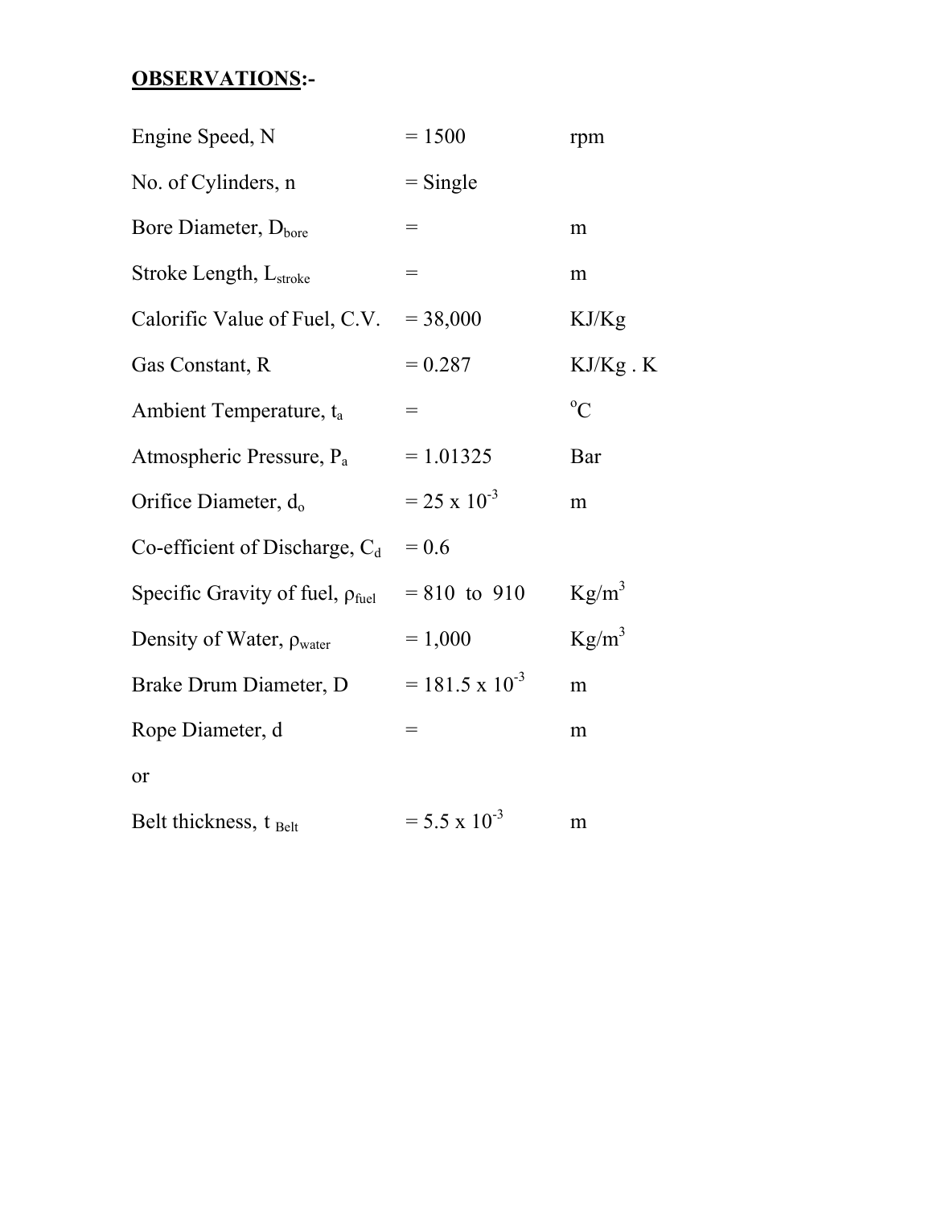**<u>OBSERVATIONS</u>:-**

| | | |
|---|---|---|
| Engine Speed, N | = 1500 | rpm |
| No. of Cylinders, n | = Single | |
| Bore Diameter, $D_{bore}$ | = | m |
| Stroke Length, $L_{stroke}$ | = | m |
| Calorific Value of Fuel, C.V. | = 38,000 | KJ/Kg |
| Gas Constant, R | = 0.287 | KJ/Kg . K |
| Ambient Temperature, $t_a$ | = | $^oC$ |
| Atmospheric Pressure, $P_a$ | = 1.01325 | Bar |
| Orifice Diameter, $d_o$ | = $25 \times 10^{-3}$ | m |
| Co-efficient of Discharge, $C_d$ | = 0.6 | |
| Specific Gravity of fuel, $\rho_{fuel}$ | = 810 to 910 | $Kg/m^3$ |
| Density of Water, $\rho_{water}$ | = 1,000 | $Kg/m^3$ |
| Brake Drum Diameter, D | = $181.5 \times 10^{-3}$ | m |
| Rope Diameter, d | = | m |
| or | | |
| Belt thickness, $t_{Belt}$ | = $5.5 \times 10^{-3}$ | m |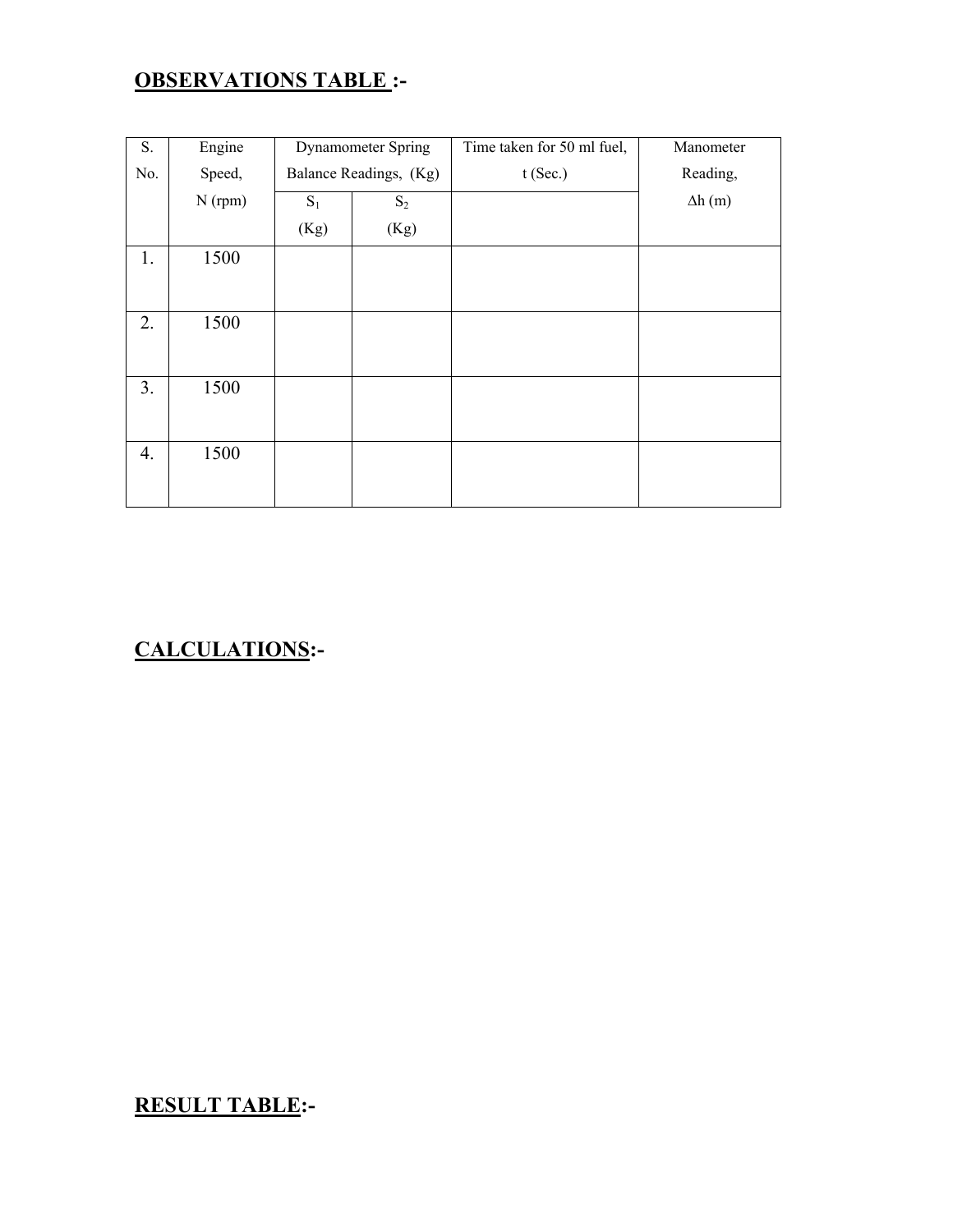## OBSERVATIONS TABLE :-

| S. No. | Engine Speed, N (rpm) | Dynamometer Spring Balance Readings, (Kg) | | Time taken for 50 ml fuel, t (Sec.) | Manometer Reading, Δh (m) |
|---|---|---|---|---|---|
| | | $S_1$ (Kg) | $S_2$ (Kg) | | |
| 1. | 1500 | | | | |
| 2. | 1500 | | | | |
| 3. | 1500 | | | | |
| 4. | 1500 | | | | |

## CALCULATIONS:-

## RESULT TABLE:-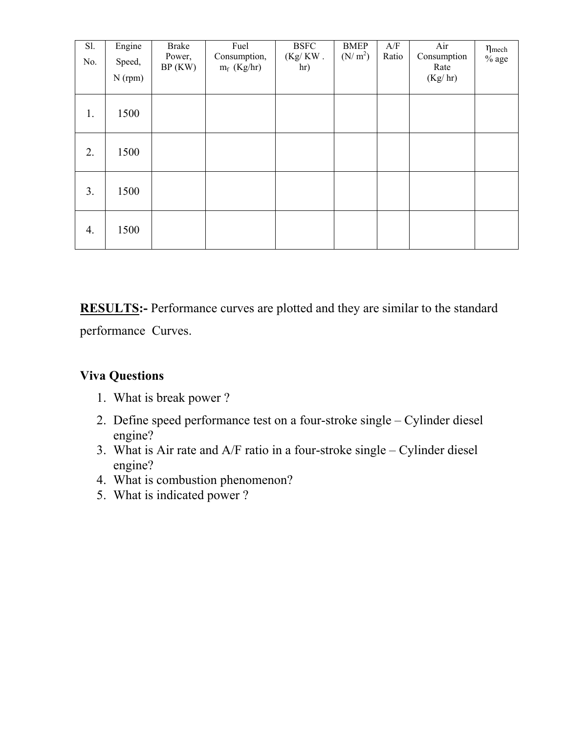| Sl. No. | Engine Speed, N (rpm) | Brake Power, BP (KW) | Fuel Consumption, $m_f$ (Kg/hr) | BSFC (Kg/ KW . hr) | BMEP (N/ $m^2$) | A/F Ratio | Air Consumption Rate (Kg/ hr) | $\eta_{mech}$ % age |
|---|---|---|---|---|---|---|---|---|
| 1. | 1500 | | | | | | | |
| 2. | 1500 | | | | | | | |
| 3. | 1500 | | | | | | | |
| 4. | 1500 | | | | | | | |

**<u>RESULTS</u>:-** Performance curves are plotted and they are similar to the standard performance Curves.

**Viva Questions**

1. What is break power ?
2. Define speed performance test on a four-stroke single – Cylinder diesel engine?
3. What is Air rate and A/F ratio in a four-stroke single – Cylinder diesel engine?
4. What is combustion phenomenon?
5. What is indicated power ?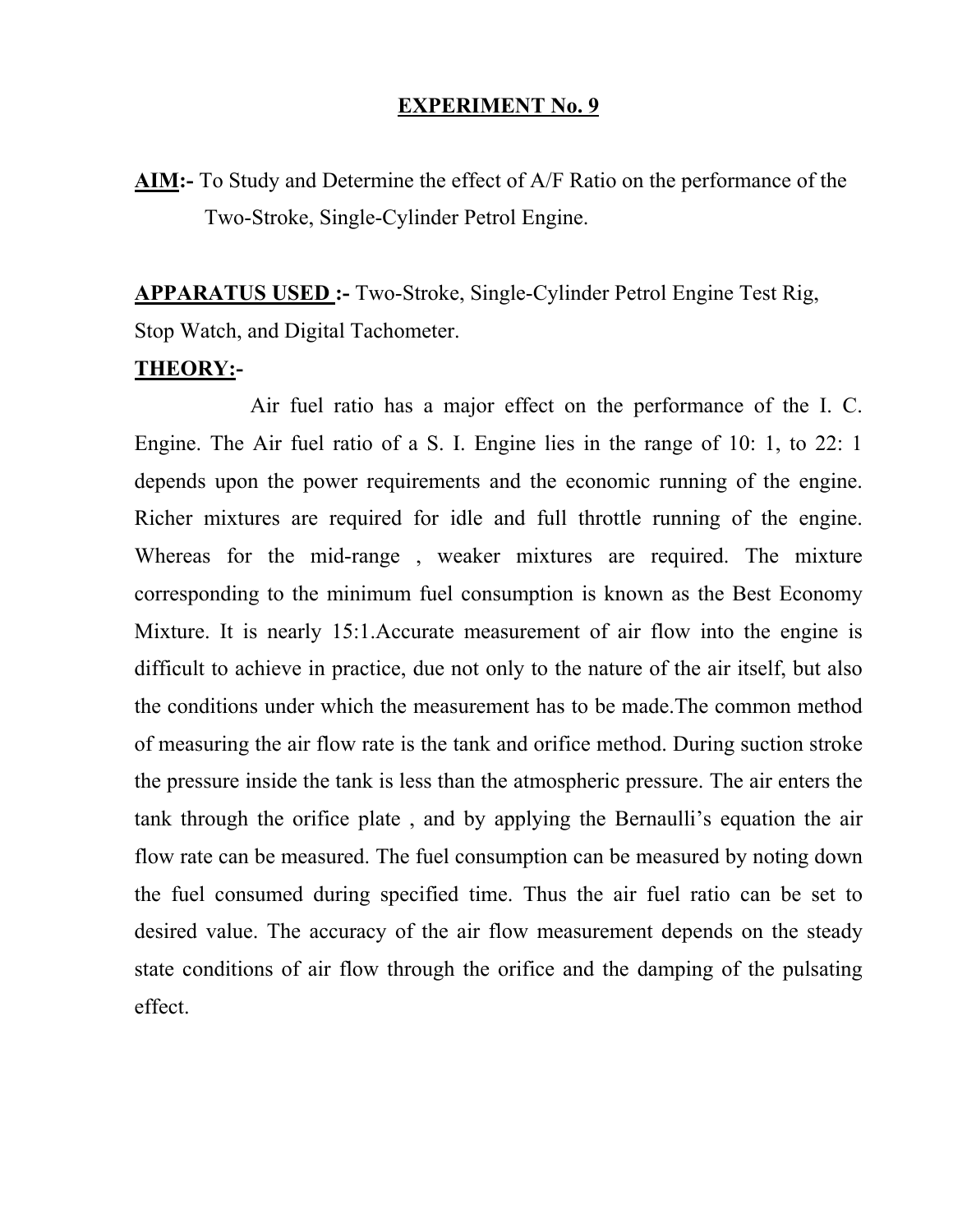# EXPERIMENT No. 9

**AIM:-** To Study and Determine the effect of A/F Ratio on the performance of the Two-Stroke, Single-Cylinder Petrol Engine.

**APPARATUS USED :-** Two-Stroke, Single-Cylinder Petrol Engine Test Rig, Stop Watch, and Digital Tachometer.

**THEORY:-**

Air fuel ratio has a major effect on the performance of the I. C. Engine. The Air fuel ratio of a S. I. Engine lies in the range of 10: 1, to 22: 1 depends upon the power requirements and the economic running of the engine. Richer mixtures are required for idle and full throttle running of the engine. Whereas for the mid-range , weaker mixtures are required. The mixture corresponding to the minimum fuel consumption is known as the Best Economy Mixture. It is nearly 15:1.Accurate measurement of air flow into the engine is difficult to achieve in practice, due not only to the nature of the air itself, but also the conditions under which the measurement has to be made.The common method of measuring the air flow rate is the tank and orifice method. During suction stroke the pressure inside the tank is less than the atmospheric pressure. The air enters the tank through the orifice plate , and by applying the Bernaulli's equation the air flow rate can be measured. The fuel consumption can be measured by noting down the fuel consumed during specified time. Thus the air fuel ratio can be set to desired value. The accuracy of the air flow measurement depends on the steady state conditions of air flow through the orifice and the damping of the pulsating effect.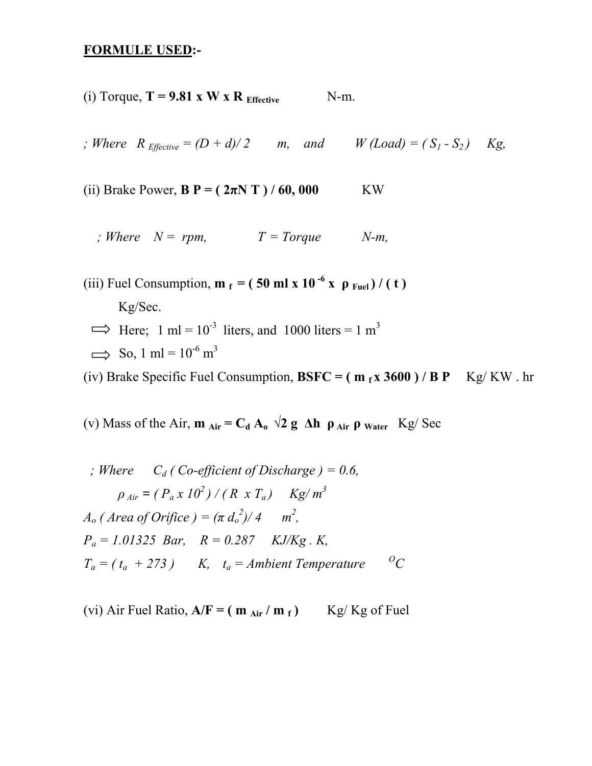**FORMULE USED:-**

(i) Torque, $\mathbf{T = 9.81 \times W \times R_{Effective}}$ N-m.

*; Where* $R_{Effective} = (D + d)/2$ *m, and* $W\ (Load) = (S_1 - S_2)$ *Kg,*

(ii) Brake Power, $\mathbf{BP = (2\pi N\ T) / 60,000}$ KW

*; Where* $N =$ *rpm,* $T =$ *Torque* *N-m,*

(iii) Fuel Consumption, $\mathbf{m_f = (50\ ml \times 10^{-6} \times \rho_{Fuel}) / (t)}$ Kg/Sec.

⟹ Here; 1 ml = $10^{-3}$ liters, and 1000 liters = 1 $m^3$

⟹ So, 1 ml = $10^{-6}$ $m^3$

(iv) Brake Specific Fuel Consumption, $\mathbf{BSFC = (m_f \times 3600) / BP}$ Kg/ KW . hr

(v) Mass of the Air, $\mathbf{m_{Air} = C_d\ A_o\ \sqrt{2\ g\ \Delta h\ \rho_{Air}\ \rho_{Water}}}$ Kg/ Sec

*; Where* $C_d$ *( Co-efficient of Discharge ) = 0.6,*

$\rho_{Air} = (P_a \times 10^2) / (R \times T_a)$ *Kg/* $m^3$

$A_o$ *( Area of Orifice )* $= (\pi\ d_o^2)/4$ $m^2$,

$P_a = 1.01325$ *Bar,* $R = 0.287$ *KJ/Kg . K,*

$T_a = (t_a + 273)$ *K,* $t_a =$ *Ambient Temperature* $^{O}C$

(vi) Air Fuel Ratio, $\mathbf{A/F = (m_{Air} / m_f)}$ Kg/ Kg of Fuel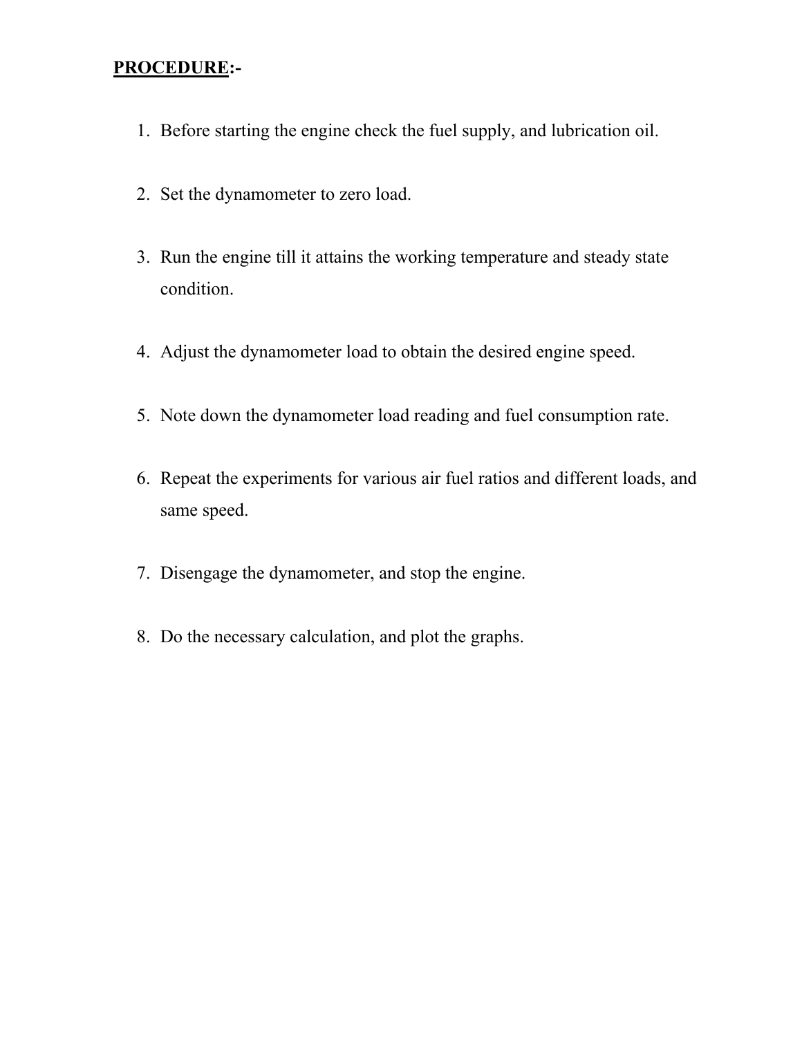**PROCEDURE:-**

1. Before starting the engine check the fuel supply, and lubrication oil.
2. Set the dynamometer to zero load.
3. Run the engine till it attains the working temperature and steady state condition.
4. Adjust the dynamometer load to obtain the desired engine speed.
5. Note down the dynamometer load reading and fuel consumption rate.
6. Repeat the experiments for various air fuel ratios and different loads, and same speed.
7. Disengage the dynamometer, and stop the engine.
8. Do the necessary calculation, and plot the graphs.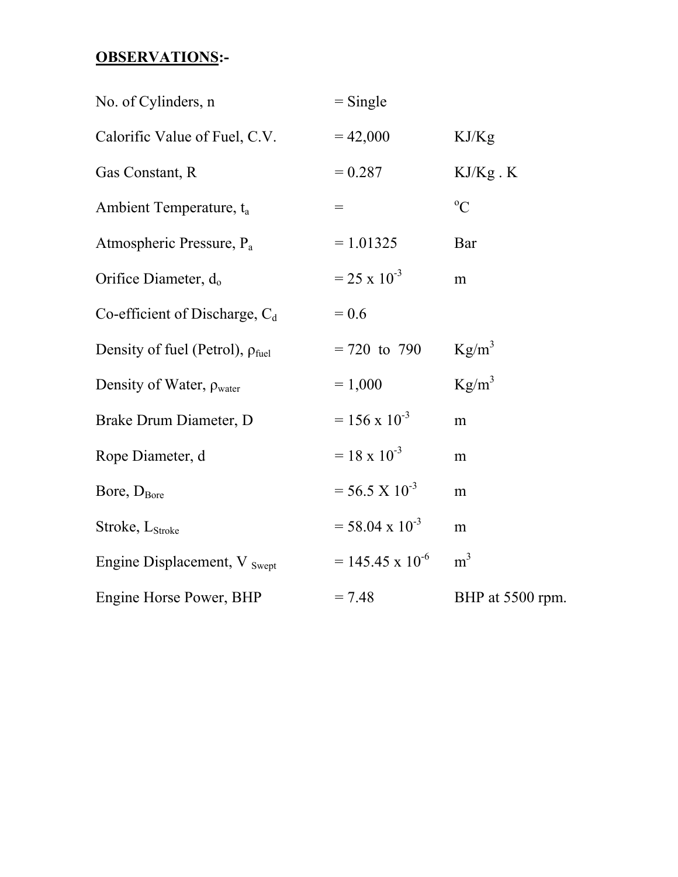**OBSERVATIONS:-**

| | | |
|---|---|---|
| No. of Cylinders, n | = Single | |
| Calorific Value of Fuel, C.V. | = 42,000 | KJ/Kg |
| Gas Constant, R | = 0.287 | KJ/Kg . K |
| Ambient Temperature, $t_a$ | = | $^oC$ |
| Atmospheric Pressure, $P_a$ | = 1.01325 | Bar |
| Orifice Diameter, $d_o$ | = $25 \times 10^{-3}$ | m |
| Co-efficient of Discharge, $C_d$ | = 0.6 | |
| Density of fuel (Petrol), $\rho_{fuel}$ | = 720 to 790 | $Kg/m^3$ |
| Density of Water, $\rho_{water}$ | = 1,000 | $Kg/m^3$ |
| Brake Drum Diameter, D | = $156 \times 10^{-3}$ | m |
| Rope Diameter, d | = $18 \times 10^{-3}$ | m |
| Bore, $D_{Bore}$ | = $56.5 \times 10^{-3}$ | m |
| Stroke, $L_{Stroke}$ | = $58.04 \times 10^{-3}$ | m |
| Engine Displacement, $V_{Swept}$ | = $145.45 \times 10^{-6}$ | $m^3$ |
| Engine Horse Power, BHP | = 7.48 | BHP at 5500 rpm. |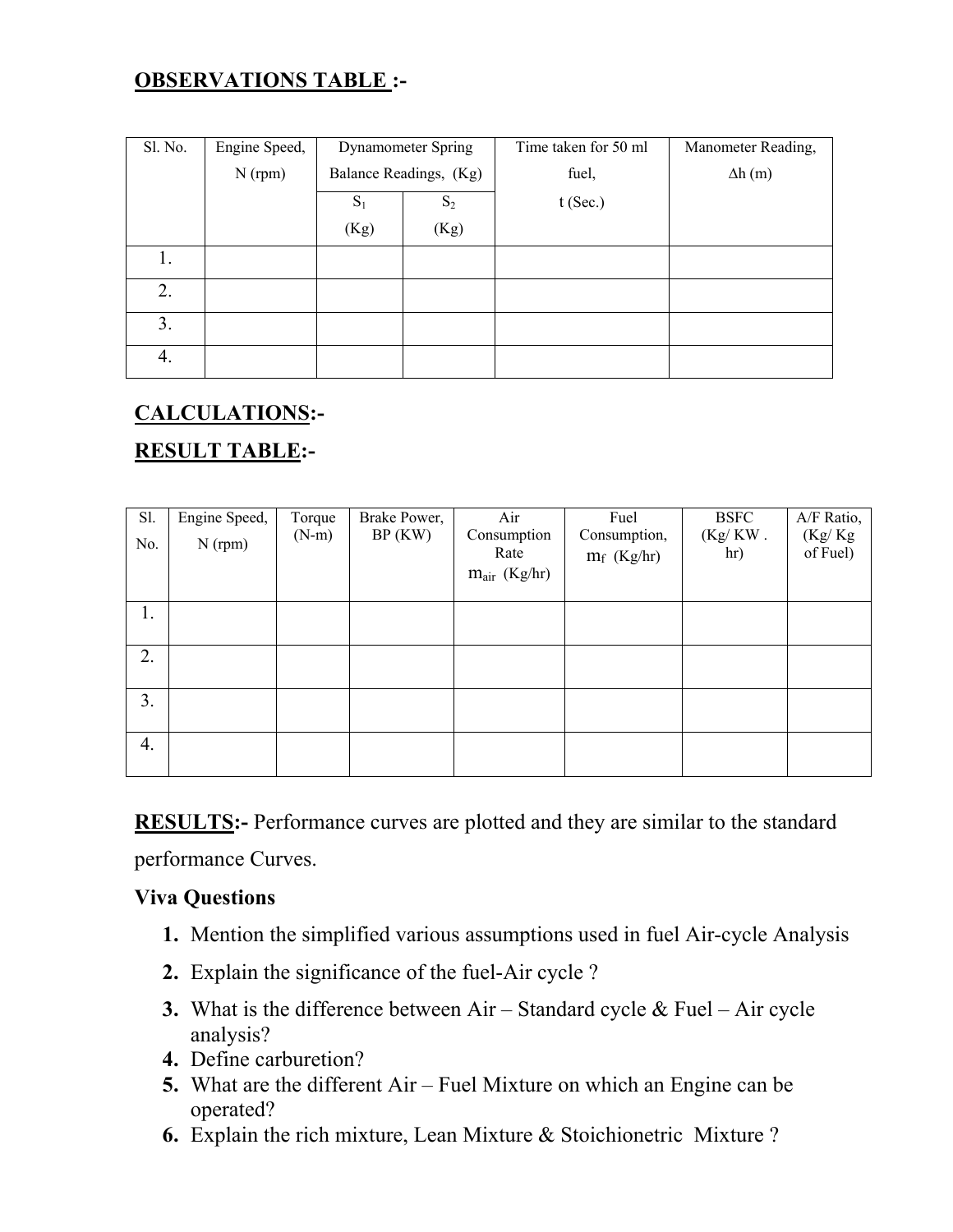**OBSERVATIONS TABLE :-**

| Sl. No. | Engine Speed, N (rpm) | Dynamometer Spring Balance Readings, (Kg) | | Time taken for 50 ml fuel, t (Sec.) | Manometer Reading, Δh (m) |
|---|---|---|---|---|---|
| | | $S_1$ (Kg) | $S_2$ (Kg) | | |
| 1. | | | | | |
| 2. | | | | | |
| 3. | | | | | |
| 4. | | | | | |

**CALCULATIONS:-**

**RESULT TABLE:-**

| Sl. No. | Engine Speed, N (rpm) | Torque (N-m) | Brake Power, BP (KW) | Air Consumption Rate $m_{air}$ (Kg/hr) | Fuel Consumption, $m_f$ (Kg/hr) | BSFC (Kg/ KW . hr) | A/F Ratio, (Kg/ Kg of Fuel) |
|---|---|---|---|---|---|---|---|
| 1. | | | | | | | |
| 2. | | | | | | | |
| 3. | | | | | | | |
| 4. | | | | | | | |

**RESULTS:-** Performance curves are plotted and they are similar to the standard performance Curves.

**Viva Questions**

1. Mention the simplified various assumptions used in fuel Air-cycle Analysis
2. Explain the significance of the fuel-Air cycle ?
3. What is the difference between Air – Standard cycle & Fuel – Air cycle analysis?
4. Define carburetion?
5. What are the different Air – Fuel Mixture on which an Engine can be operated?
6. Explain the rich mixture, Lean Mixture & Stoichionetric Mixture ?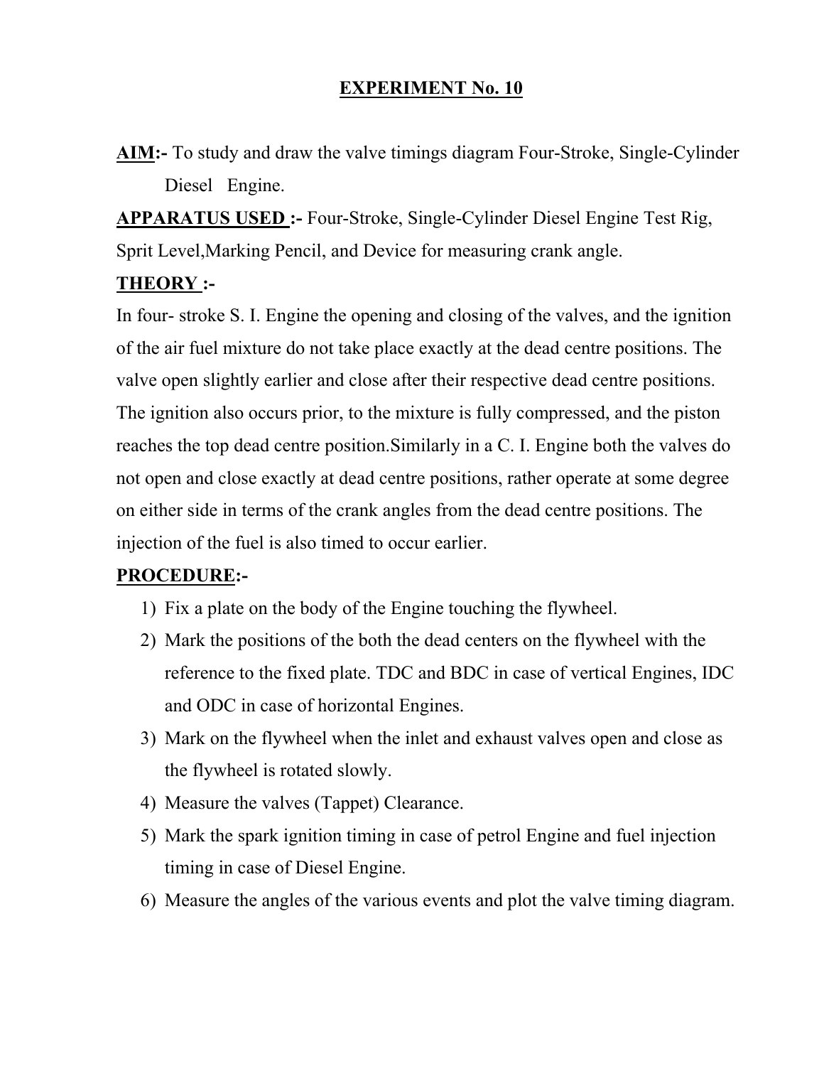## EXPERIMENT No. 10

**AIM:-** To study and draw the valve timings diagram Four-Stroke, Single-Cylinder Diesel Engine.

**APPARATUS USED :-** Four-Stroke, Single-Cylinder Diesel Engine Test Rig, Sprit Level,Marking Pencil, and Device for measuring crank angle.

**THEORY :-**

In four- stroke S. I. Engine the opening and closing of the valves, and the ignition of the air fuel mixture do not take place exactly at the dead centre positions. The valve open slightly earlier and close after their respective dead centre positions. The ignition also occurs prior, to the mixture is fully compressed, and the piston reaches the top dead centre position.Similarly in a C. I. Engine both the valves do not open and close exactly at dead centre positions, rather operate at some degree on either side in terms of the crank angles from the dead centre positions. The injection of the fuel is also timed to occur earlier.

**PROCEDURE:-**

1) Fix a plate on the body of the Engine touching the flywheel.
2) Mark the positions of the both the dead centers on the flywheel with the reference to the fixed plate. TDC and BDC in case of vertical Engines, IDC and ODC in case of horizontal Engines.
3) Mark on the flywheel when the inlet and exhaust valves open and close as the flywheel is rotated slowly.
4) Measure the valves (Tappet) Clearance.
5) Mark the spark ignition timing in case of petrol Engine and fuel injection timing in case of Diesel Engine.
6) Measure the angles of the various events and plot the valve timing diagram.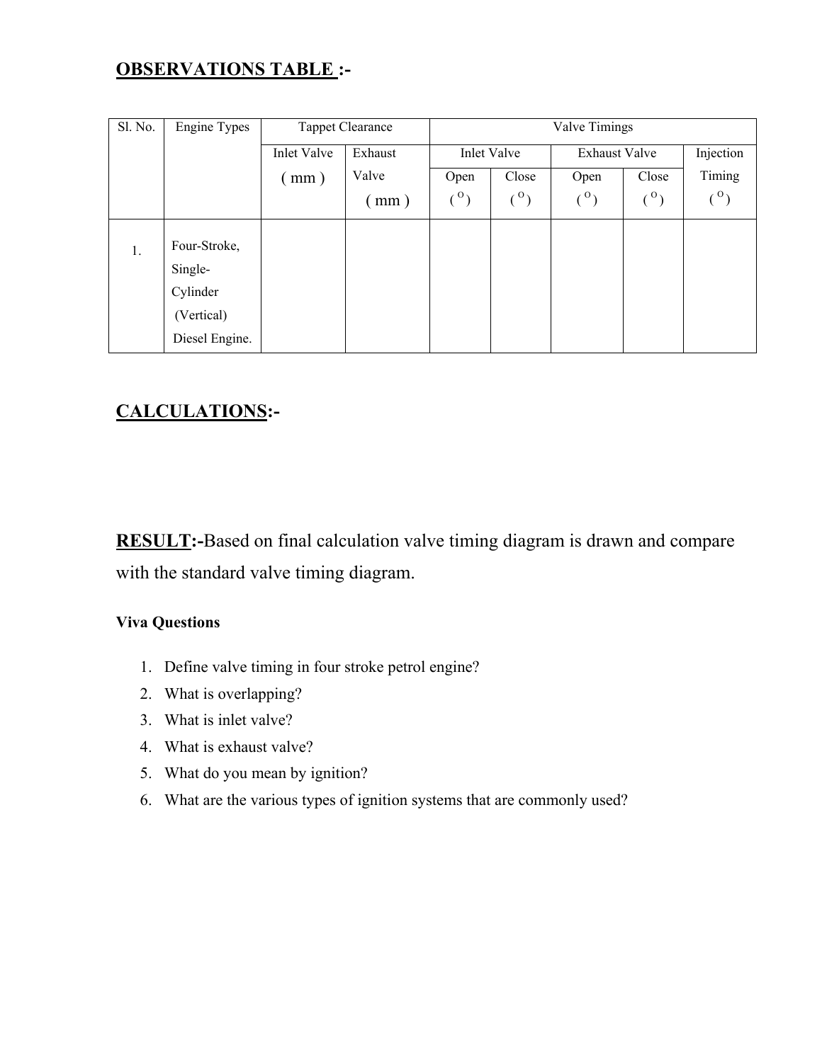## OBSERVATIONS TABLE :-

| Sl. No. | Engine Types | Tappet Clearance | | Valve Timings | | | | |
|---|---|---|---|---|---|---|---|---|
| | | Inlet Valve ( mm ) | Exhaust Valve ( mm ) | Inlet Valve | | Exhaust Valve | | Injection Timing ( $^{O}$ ) |
| | | | | Open ( $^{O}$ ) | Close ( $^{O}$ ) | Open ( $^{O}$ ) | Close ( $^{O}$ ) | |
| 1. | Four-Stroke, Single-Cylinder (Vertical) Diesel Engine. | | | | | | | |

## CALCULATIONS:-

**RESULT:-**Based on final calculation valve timing diagram is drawn and compare with the standard valve timing diagram.

### Viva Questions

1. Define valve timing in four stroke petrol engine?
2. What is overlapping?
3. What is inlet valve?
4. What is exhaust valve?
5. What do you mean by ignition?
6. What are the various types of ignition systems that are commonly used?